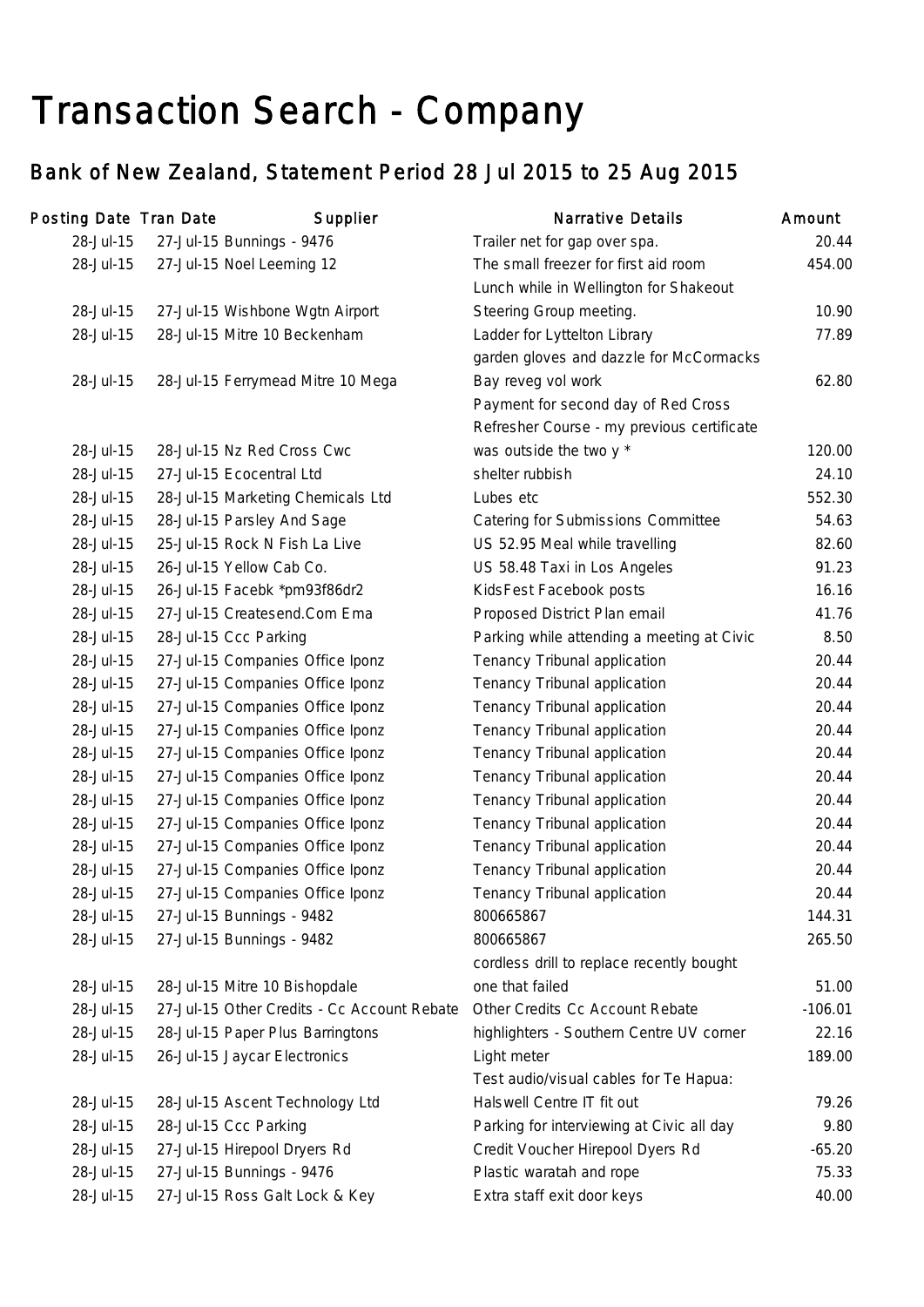# Transaction Search - Company

## Bank of New Zealand, Statement Period 28 Jul 2015 to 25 Aug 2015

| Posting Date | Tran Date | Supplier | Narrative Details | Amount |
|---|---|---|---|---|
| 28-Jul-15 | 27-Jul-15 | Bunnings - 9476 | Trailer net for gap over spa. | 20.44 |
| 28-Jul-15 | 27-Jul-15 | Noel Leeming 12 | The small freezer for first aid room | 454.00 |
| 28-Jul-15 | 27-Jul-15 | Wishbone Wgtn Airport | Lunch while in Wellington for Shakeout Steering Group meeting. | 10.90 |
| 28-Jul-15 | 28-Jul-15 | Mitre 10 Beckenham | Ladder for Lyttelton Library | 77.89 |
| 28-Jul-15 | 28-Jul-15 | Ferrymead Mitre 10 Mega | garden gloves and dazzle for McCormacks Bay reveg vol work | 62.80 |
| 28-Jul-15 | 28-Jul-15 | Nz Red Cross Cwc | Payment for second day of Red Cross Refresher Course - my previous certificate was outside the two y * | 120.00 |
| 28-Jul-15 | 27-Jul-15 | Ecocentral Ltd | shelter rubbish | 24.10 |
| 28-Jul-15 | 28-Jul-15 | Marketing Chemicals Ltd | Lubes etc | 552.30 |
| 28-Jul-15 | 28-Jul-15 | Parsley And Sage | Catering for Submissions Committee | 54.63 |
| 28-Jul-15 | 25-Jul-15 | Rock N Fish La Live | US 52.95 Meal while travelling | 82.60 |
| 28-Jul-15 | 26-Jul-15 | Yellow Cab Co. | US 58.48 Taxi in Los Angeles | 91.23 |
| 28-Jul-15 | 26-Jul-15 | Facebk *pm93f86dr2 | KidsFest Facebook posts | 16.16 |
| 28-Jul-15 | 27-Jul-15 | Createsend.Com Ema | Proposed District Plan email | 41.76 |
| 28-Jul-15 | 28-Jul-15 | Ccc Parking | Parking while attending a meeting at Civic | 8.50 |
| 28-Jul-15 | 27-Jul-15 | Companies Office Iponz | Tenancy Tribunal application | 20.44 |
| 28-Jul-15 | 27-Jul-15 | Companies Office Iponz | Tenancy Tribunal application | 20.44 |
| 28-Jul-15 | 27-Jul-15 | Companies Office Iponz | Tenancy Tribunal application | 20.44 |
| 28-Jul-15 | 27-Jul-15 | Companies Office Iponz | Tenancy Tribunal application | 20.44 |
| 28-Jul-15 | 27-Jul-15 | Companies Office Iponz | Tenancy Tribunal application | 20.44 |
| 28-Jul-15 | 27-Jul-15 | Companies Office Iponz | Tenancy Tribunal application | 20.44 |
| 28-Jul-15 | 27-Jul-15 | Companies Office Iponz | Tenancy Tribunal application | 20.44 |
| 28-Jul-15 | 27-Jul-15 | Companies Office Iponz | Tenancy Tribunal application | 20.44 |
| 28-Jul-15 | 27-Jul-15 | Companies Office Iponz | Tenancy Tribunal application | 20.44 |
| 28-Jul-15 | 27-Jul-15 | Companies Office Iponz | Tenancy Tribunal application | 20.44 |
| 28-Jul-15 | 27-Jul-15 | Companies Office Iponz | Tenancy Tribunal application | 20.44 |
| 28-Jul-15 | 27-Jul-15 | Bunnings - 9482 | 800665867 | 144.31 |
| 28-Jul-15 | 27-Jul-15 | Bunnings - 9482 | 800665867 | 265.50 |
| 28-Jul-15 | 28-Jul-15 | Mitre 10 Bishopdale | cordless drill to replace recently bought one that failed | 51.00 |
| 28-Jul-15 | 27-Jul-15 | Other Credits - Cc Account Rebate | Other Credits Cc Account Rebate | -106.01 |
| 28-Jul-15 | 28-Jul-15 | Paper Plus Barringtons | highlighters - Southern Centre UV corner | 22.16 |
| 28-Jul-15 | 26-Jul-15 | Jaycar Electronics | Light meter | 189.00 |
| 28-Jul-15 | 28-Jul-15 | Ascent Technology Ltd | Test audio/visual cables for Te Hapua: Halswell Centre IT fit out | 79.26 |
| 28-Jul-15 | 28-Jul-15 | Ccc Parking | Parking for interviewing at Civic all day | 9.80 |
| 28-Jul-15 | 27-Jul-15 | Hirepool Dryers Rd | Credit Voucher Hirepool Dyers Rd | -65.20 |
| 28-Jul-15 | 27-Jul-15 | Bunnings - 9476 | Plastic waratah and rope | 75.33 |
| 28-Jul-15 | 27-Jul-15 | Ross Galt Lock & Key | Extra staff exit door keys | 40.00 |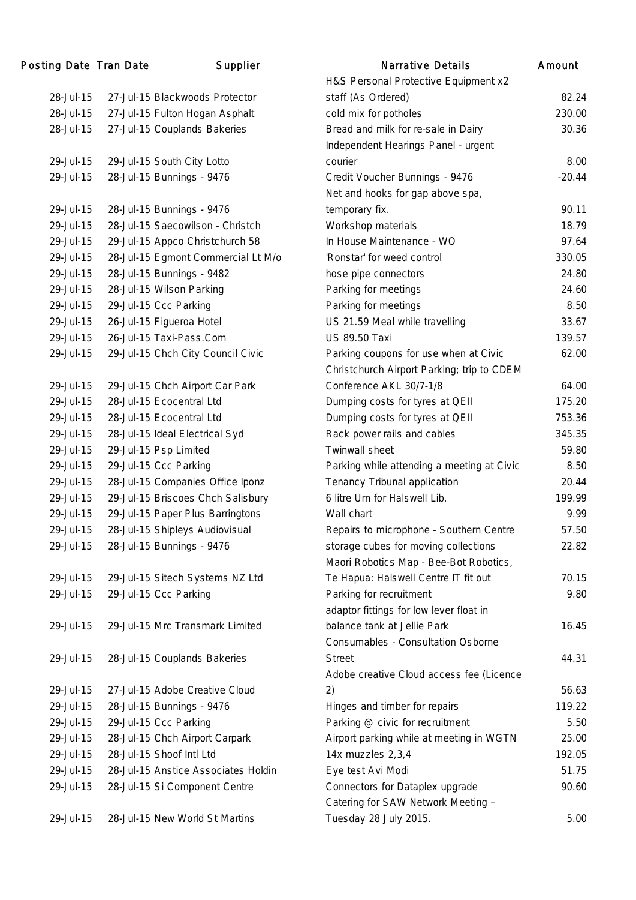| Posting Date | Tran Date | Supplier | Narrative Details | Amount |
|---|---|---|---|---|
| 28-Jul-15 | 27-Jul-15 | Blackwoods Protector | H&S Personal Protective Equipment x2 staff (As Ordered) | 82.24 |
| 28-Jul-15 | 27-Jul-15 | Fulton Hogan Asphalt | cold mix for potholes | 230.00 |
| 28-Jul-15 | 27-Jul-15 | Couplands Bakeries | Bread and milk for re-sale in Dairy | 30.36 |
| 29-Jul-15 | 29-Jul-15 | South City Lotto | Independent Hearings Panel - urgent courier | 8.00 |
| 29-Jul-15 | 28-Jul-15 | Bunnings - 9476 | Credit Voucher Bunnings - 9476 | -20.44 |
| 29-Jul-15 | 28-Jul-15 | Bunnings - 9476 | Net and hooks for gap above spa, temporary fix. | 90.11 |
| 29-Jul-15 | 28-Jul-15 | Saecowilson - Christch | Workshop materials | 18.79 |
| 29-Jul-15 | 29-Jul-15 | Appco Christchurch 58 | In House Maintenance - WO | 97.64 |
| 29-Jul-15 | 28-Jul-15 | Egmont Commercial Lt M/o | 'Ronstar' for weed control | 330.05 |
| 29-Jul-15 | 28-Jul-15 | Bunnings - 9482 | hose pipe connectors | 24.80 |
| 29-Jul-15 | 28-Jul-15 | Wilson Parking | Parking for meetings | 24.60 |
| 29-Jul-15 | 29-Jul-15 | Ccc Parking | Parking for meetings | 8.50 |
| 29-Jul-15 | 26-Jul-15 | Figueroa Hotel | US 21.59 Meal while travelling | 33.67 |
| 29-Jul-15 | 26-Jul-15 | Taxi-Pass.Com | US 89.50 Taxi | 139.57 |
| 29-Jul-15 | 29-Jul-15 | Chch City Council Civic | Parking coupons for use when at Civic | 62.00 |
| 29-Jul-15 | 29-Jul-15 | Chch Airport Car Park | Christchurch Airport Parking; trip to CDEM Conference AKL 30/7-1/8 | 64.00 |
| 29-Jul-15 | 28-Jul-15 | Ecocentral Ltd | Dumping costs for tyres at QEII | 175.20 |
| 29-Jul-15 | 28-Jul-15 | Ecocentral Ltd | Dumping costs for tyres at QEII | 753.36 |
| 29-Jul-15 | 28-Jul-15 | Ideal Electrical Syd | Rack power rails and cables | 345.35 |
| 29-Jul-15 | 29-Jul-15 | Psp Limited | Twinwall sheet | 59.80 |
| 29-Jul-15 | 29-Jul-15 | Ccc Parking | Parking while attending a meeting at Civic | 8.50 |
| 29-Jul-15 | 28-Jul-15 | Companies Office Iponz | Tenancy Tribunal application | 20.44 |
| 29-Jul-15 | 29-Jul-15 | Briscoes Chch Salisbury | 6 litre Urn for Halswell Lib. | 199.99 |
| 29-Jul-15 | 29-Jul-15 | Paper Plus Barringtons | Wall chart | 9.99 |
| 29-Jul-15 | 28-Jul-15 | Shipleys Audiovisual | Repairs to microphone - Southern Centre | 57.50 |
| 29-Jul-15 | 28-Jul-15 | Bunnings - 9476 | storage cubes for moving collections | 22.82 |
| 29-Jul-15 | 29-Jul-15 | Sitech Systems NZ Ltd | Maori Robotics Map - Bee-Bot Robotics, Te Hapua: Halswell Centre IT fit out | 70.15 |
| 29-Jul-15 | 29-Jul-15 | Ccc Parking | Parking for recruitment | 9.80 |
| 29-Jul-15 | 29-Jul-15 | Mrc Transmark Limited | adaptor fittings for low lever float in balance tank at Jellie Park | 16.45 |
| 29-Jul-15 | 28-Jul-15 | Couplands Bakeries | Consumables - Consultation Osborne Street | 44.31 |
| 29-Jul-15 | 27-Jul-15 | Adobe Creative Cloud | Adobe creative Cloud access fee (Licence 2) | 56.63 |
| 29-Jul-15 | 28-Jul-15 | Bunnings - 9476 | Hinges and timber for repairs | 119.22 |
| 29-Jul-15 | 29-Jul-15 | Ccc Parking | Parking @ civic for recruitment | 5.50 |
| 29-Jul-15 | 28-Jul-15 | Chch Airport Carpark | Airport parking while at meeting in WGTN | 25.00 |
| 29-Jul-15 | 28-Jul-15 | Shoof Intl Ltd | 14x muzzles 2,3,4 | 192.05 |
| 29-Jul-15 | 28-Jul-15 | Anstice Associates Holdin | Eye test Avi Modi | 51.75 |
| 29-Jul-15 | 28-Jul-15 | Si Component Centre | Connectors for Dataplex upgrade | 90.60 |
| 29-Jul-15 | 28-Jul-15 | New World St Martins | Catering for SAW Network Meeting – Tuesday 28 July 2015. | 5.00 |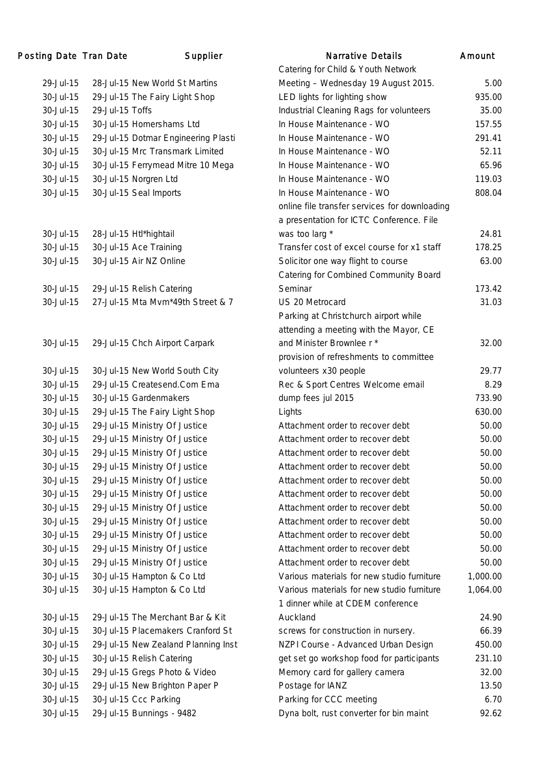| Posting Date | Tran Date | Supplier | Narrative Details | Amount |
|---|---|---|---|---|
| 29-Jul-15 | 28-Jul-15 | New World St Martins | Catering for Child & Youth Network Meeting – Wednesday 19 August 2015. | 5.00 |
| 30-Jul-15 | 29-Jul-15 | The Fairy Light Shop | LED lights for lighting show | 935.00 |
| 30-Jul-15 | 29-Jul-15 | Toffs | Industrial Cleaning Rags for volunteers | 35.00 |
| 30-Jul-15 | 30-Jul-15 | Homershams Ltd | In House Maintenance - WO | 157.55 |
| 30-Jul-15 | 29-Jul-15 | Dotmar Engineering Plasti | In House Maintenance - WO | 291.41 |
| 30-Jul-15 | 30-Jul-15 | Mrc Transmark Limited | In House Maintenance - WO | 52.11 |
| 30-Jul-15 | 30-Jul-15 | Ferrymead Mitre 10 Mega | In House Maintenance - WO | 65.96 |
| 30-Jul-15 | 30-Jul-15 | Norgren Ltd | In House Maintenance - WO | 119.03 |
| 30-Jul-15 | 30-Jul-15 | Seal Imports | In House Maintenance - WO | 808.04 |
| 30-Jul-15 | 28-Jul-15 | Htl*hightail | online file transfer services for downloading a presentation for ICTC Conference. File was too larg * | 24.81 |
| 30-Jul-15 | 30-Jul-15 | Ace Training | Transfer cost of excel course for x1 staff | 178.25 |
| 30-Jul-15 | 30-Jul-15 | Air NZ Online | Solicitor one way flight to course | 63.00 |
| 30-Jul-15 | 29-Jul-15 | Relish Catering | Catering for Combined Community Board Seminar | 173.42 |
| 30-Jul-15 | 27-Jul-15 | Mta Mvm*49th Street & 7 | US 20 Metrocard | 31.03 |
| 30-Jul-15 | 29-Jul-15 | Chch Airport Carpark | Parking at Christchurch airport while attending a meeting with the Mayor, CE and Minister Brownlee r * | 32.00 |
| 30-Jul-15 | 30-Jul-15 | New World South City | provision of refreshments to committee volunteers x30 people | 29.77 |
| 30-Jul-15 | 29-Jul-15 | Createsend.Com Ema | Rec & Sport Centres Welcome email | 8.29 |
| 30-Jul-15 | 30-Jul-15 | Gardenmakers | dump fees jul 2015 | 733.90 |
| 30-Jul-15 | 29-Jul-15 | The Fairy Light Shop | Lights | 630.00 |
| 30-Jul-15 | 29-Jul-15 | Ministry Of Justice | Attachment order to recover debt | 50.00 |
| 30-Jul-15 | 29-Jul-15 | Ministry Of Justice | Attachment order to recover debt | 50.00 |
| 30-Jul-15 | 29-Jul-15 | Ministry Of Justice | Attachment order to recover debt | 50.00 |
| 30-Jul-15 | 29-Jul-15 | Ministry Of Justice | Attachment order to recover debt | 50.00 |
| 30-Jul-15 | 29-Jul-15 | Ministry Of Justice | Attachment order to recover debt | 50.00 |
| 30-Jul-15 | 29-Jul-15 | Ministry Of Justice | Attachment order to recover debt | 50.00 |
| 30-Jul-15 | 29-Jul-15 | Ministry Of Justice | Attachment order to recover debt | 50.00 |
| 30-Jul-15 | 29-Jul-15 | Ministry Of Justice | Attachment order to recover debt | 50.00 |
| 30-Jul-15 | 29-Jul-15 | Ministry Of Justice | Attachment order to recover debt | 50.00 |
| 30-Jul-15 | 29-Jul-15 | Ministry Of Justice | Attachment order to recover debt | 50.00 |
| 30-Jul-15 | 29-Jul-15 | Ministry Of Justice | Attachment order to recover debt | 50.00 |
| 30-Jul-15 | 30-Jul-15 | Hampton & Co Ltd | Various materials for new studio furniture | 1,000.00 |
| 30-Jul-15 | 30-Jul-15 | Hampton & Co Ltd | Various materials for new studio furniture | 1,064.00 |
| 30-Jul-15 | 29-Jul-15 | The Merchant Bar & Kit | 1 dinner while at CDEM conference Auckland | 24.90 |
| 30-Jul-15 | 30-Jul-15 | Placemakers Cranford St | screws for construction in nursery. | 66.39 |
| 30-Jul-15 | 29-Jul-15 | New Zealand Planning Inst | NZPI Course - Advanced Urban Design | 450.00 |
| 30-Jul-15 | 30-Jul-15 | Relish Catering | get set go workshop food for participants | 231.10 |
| 30-Jul-15 | 29-Jul-15 | Gregs Photo & Video | Memory card for gallery camera | 32.00 |
| 30-Jul-15 | 29-Jul-15 | New Brighton Paper P | Postage for IANZ | 13.50 |
| 30-Jul-15 | 30-Jul-15 | Ccc Parking | Parking for CCC meeting | 6.70 |
| 30-Jul-15 | 29-Jul-15 | Bunnings - 9482 | Dyna bolt, rust converter for bin maint | 92.62 |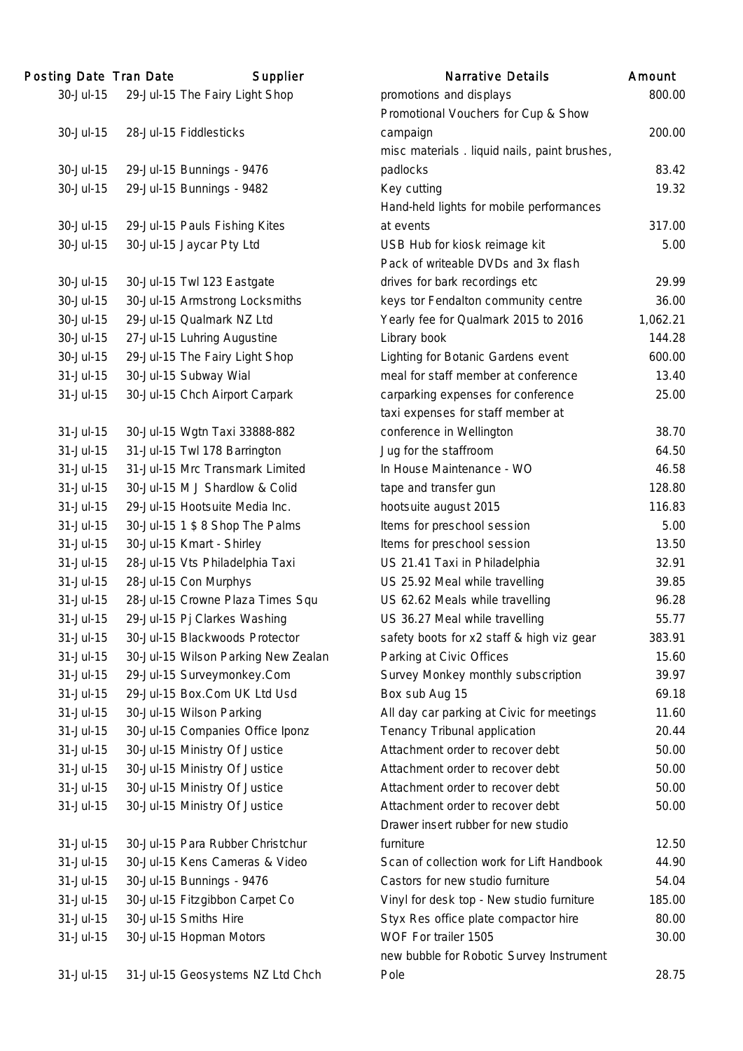| Posting Date | Tran Date | Supplier | Narrative Details | Amount |
|---|---|---|---|---|
| 30-Jul-15 | 29-Jul-15 | The Fairy Light Shop | promotions and displays | 800.00 |
| 30-Jul-15 | 28-Jul-15 | Fiddlesticks | Promotional Vouchers for Cup & Show campaign | 200.00 |
| 30-Jul-15 | 29-Jul-15 | Bunnings - 9476 | misc materials . liquid nails, paint brushes, padlocks | 83.42 |
| 30-Jul-15 | 29-Jul-15 | Bunnings - 9482 | Key cutting | 19.32 |
| 30-Jul-15 | 29-Jul-15 | Pauls Fishing Kites | Hand-held lights for mobile performances at events | 317.00 |
| 30-Jul-15 | 30-Jul-15 | Jaycar Pty Ltd | USB Hub for kiosk reimage kit | 5.00 |
| 30-Jul-15 | 30-Jul-15 | Twl 123 Eastgate | Pack of writeable DVDs and 3x flash drives for bark recordings etc | 29.99 |
| 30-Jul-15 | 30-Jul-15 | Armstrong Locksmiths | keys tor Fendalton community centre | 36.00 |
| 30-Jul-15 | 29-Jul-15 | Qualmark NZ Ltd | Yearly fee for Qualmark 2015 to 2016 | 1,062.21 |
| 30-Jul-15 | 27-Jul-15 | Luhring Augustine | Library book | 144.28 |
| 30-Jul-15 | 29-Jul-15 | The Fairy Light Shop | Lighting for Botanic Gardens event | 600.00 |
| 31-Jul-15 | 30-Jul-15 | Subway Wial | meal for staff member at conference | 13.40 |
| 31-Jul-15 | 30-Jul-15 | Chch Airport Carpark | carparking expenses for conference | 25.00 |
| 31-Jul-15 | 30-Jul-15 | Wgtn Taxi 33888-882 | taxi expenses for staff member at conference in Wellington | 38.70 |
| 31-Jul-15 | 31-Jul-15 | Twl 178 Barrington | Jug for the staffroom | 64.50 |
| 31-Jul-15 | 31-Jul-15 | Mrc Transmark Limited | In House Maintenance - WO | 46.58 |
| 31-Jul-15 | 30-Jul-15 | M J Shardlow & Colid | tape and transfer gun | 128.80 |
| 31-Jul-15 | 29-Jul-15 | Hootsuite Media Inc. | hootsuite august 2015 | 116.83 |
| 31-Jul-15 | 30-Jul-15 | 1 $ 8 Shop The Palms | Items for preschool session | 5.00 |
| 31-Jul-15 | 30-Jul-15 | Kmart - Shirley | Items for preschool session | 13.50 |
| 31-Jul-15 | 28-Jul-15 | Vts Philadelphia Taxi | US 21.41 Taxi in Philadelphia | 32.91 |
| 31-Jul-15 | 28-Jul-15 | Con Murphys | US 25.92 Meal while travelling | 39.85 |
| 31-Jul-15 | 28-Jul-15 | Crowne Plaza Times Squ | US 62.62 Meals while travelling | 96.28 |
| 31-Jul-15 | 29-Jul-15 | Pj Clarkes Washing | US 36.27 Meal while travelling | 55.77 |
| 31-Jul-15 | 30-Jul-15 | Blackwoods Protector | safety boots for x2 staff & high viz gear | 383.91 |
| 31-Jul-15 | 30-Jul-15 | Wilson Parking New Zealan | Parking at Civic Offices | 15.60 |
| 31-Jul-15 | 29-Jul-15 | Surveymonkey.Com | Survey Monkey monthly subscription | 39.97 |
| 31-Jul-15 | 29-Jul-15 | Box.Com UK Ltd Usd | Box sub Aug 15 | 69.18 |
| 31-Jul-15 | 30-Jul-15 | Wilson Parking | All day car parking at Civic for meetings | 11.60 |
| 31-Jul-15 | 30-Jul-15 | Companies Office Iponz | Tenancy Tribunal application | 20.44 |
| 31-Jul-15 | 30-Jul-15 | Ministry Of Justice | Attachment order to recover debt | 50.00 |
| 31-Jul-15 | 30-Jul-15 | Ministry Of Justice | Attachment order to recover debt | 50.00 |
| 31-Jul-15 | 30-Jul-15 | Ministry Of Justice | Attachment order to recover debt | 50.00 |
| 31-Jul-15 | 30-Jul-15 | Ministry Of Justice | Attachment order to recover debt | 50.00 |
| 31-Jul-15 | 30-Jul-15 | Para Rubber Christchur | Drawer insert rubber for new studio furniture | 12.50 |
| 31-Jul-15 | 30-Jul-15 | Kens Cameras & Video | Scan of collection work for Lift Handbook | 44.90 |
| 31-Jul-15 | 30-Jul-15 | Bunnings - 9476 | Castors for new studio furniture | 54.04 |
| 31-Jul-15 | 30-Jul-15 | Fitzgibbon Carpet Co | Vinyl for desk top - New studio furniture | 185.00 |
| 31-Jul-15 | 30-Jul-15 | Smiths Hire | Styx Res office plate compactor hire | 80.00 |
| 31-Jul-15 | 30-Jul-15 | Hopman Motors | WOF For trailer 1505 | 30.00 |
| 31-Jul-15 | 31-Jul-15 | Geosystems NZ Ltd Chch | new bubble for Robotic Survey Instrument Pole | 28.75 |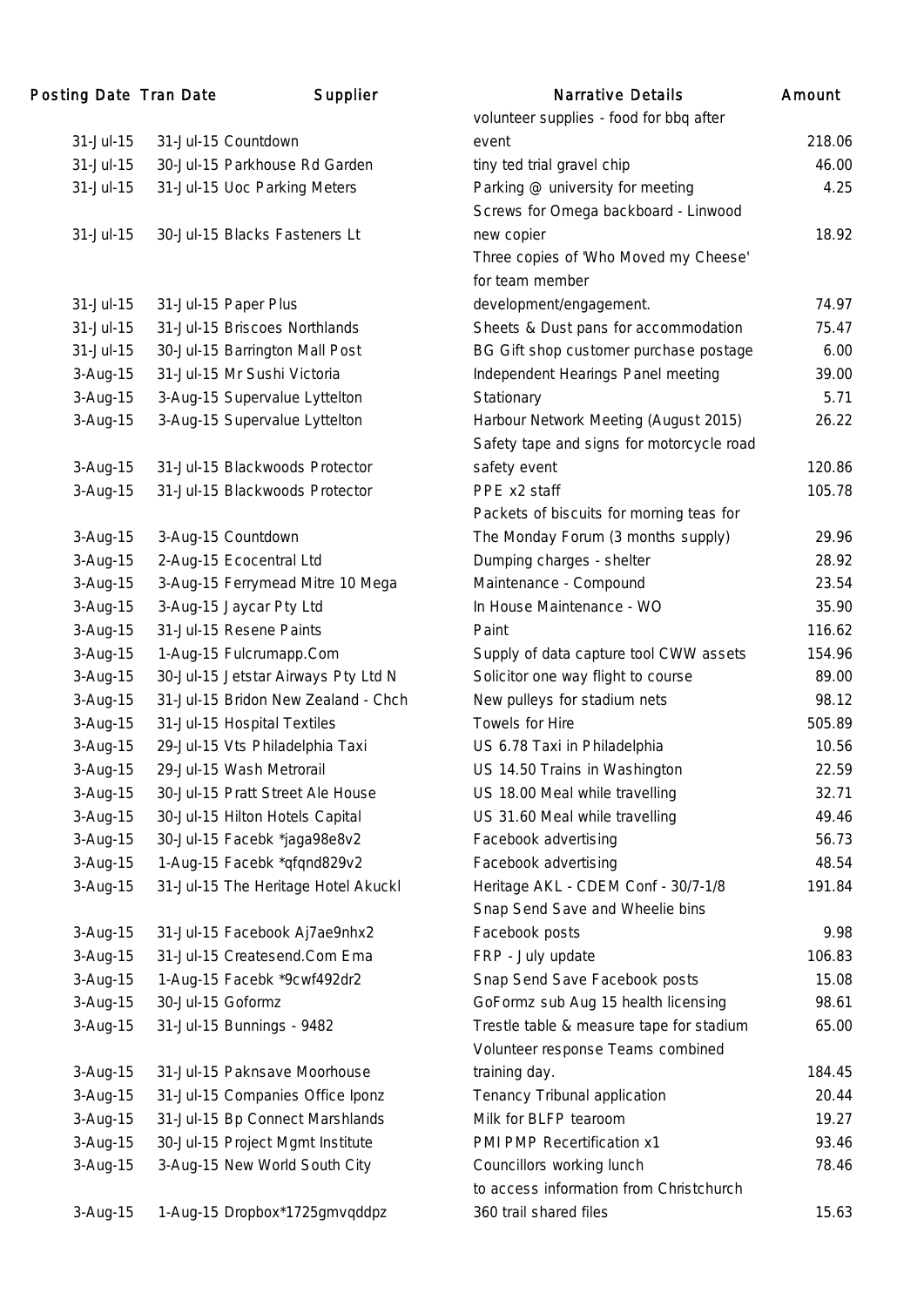| Posting Date | Tran Date | Supplier | Narrative Details | Amount |
|---|---|---|---|---|
| 31-Jul-15 | 31-Jul-15 | Countdown | volunteer supplies - food for bbq after event | 218.06 |
| 31-Jul-15 | 30-Jul-15 | Parkhouse Rd Garden | tiny ted trial gravel chip | 46.00 |
| 31-Jul-15 | 31-Jul-15 | Uoc Parking Meters | Parking @ university for meeting | 4.25 |
| 31-Jul-15 | 30-Jul-15 | Blacks Fasteners Lt | Screws for Omega backboard - Linwood new copier | 18.92 |
| 31-Jul-15 | 31-Jul-15 | Paper Plus | Three copies of 'Who Moved my Cheese' for team member development/engagement. | 74.97 |
| 31-Jul-15 | 31-Jul-15 | Briscoes Northlands | Sheets & Dust pans for accommodation | 75.47 |
| 31-Jul-15 | 30-Jul-15 | Barrington Mall Post | BG Gift shop customer purchase postage | 6.00 |
| 3-Aug-15 | 31-Jul-15 | Mr Sushi Victoria | Independent Hearings Panel meeting | 39.00 |
| 3-Aug-15 | 3-Aug-15 | Supervalue Lyttelton | Stationary | 5.71 |
| 3-Aug-15 | 3-Aug-15 | Supervalue Lyttelton | Harbour Network Meeting (August 2015) | 26.22 |
| 3-Aug-15 | 31-Jul-15 | Blackwoods Protector | Safety tape and signs for motorcycle road safety event | 120.86 |
| 3-Aug-15 | 31-Jul-15 | Blackwoods Protector | PPE x2 staff | 105.78 |
| 3-Aug-15 | 3-Aug-15 | Countdown | Packets of biscuits for morning teas for The Monday Forum (3 months supply) | 29.96 |
| 3-Aug-15 | 2-Aug-15 | Ecocentral Ltd | Dumping charges - shelter | 28.92 |
| 3-Aug-15 | 3-Aug-15 | Ferrymead Mitre 10 Mega | Maintenance - Compound | 23.54 |
| 3-Aug-15 | 3-Aug-15 | Jaycar Pty Ltd | In House Maintenance - WO | 35.90 |
| 3-Aug-15 | 31-Jul-15 | Resene Paints | Paint | 116.62 |
| 3-Aug-15 | 1-Aug-15 | Fulcrumapp.Com | Supply of data capture tool CWW assets | 154.96 |
| 3-Aug-15 | 30-Jul-15 | Jetstar Airways Pty Ltd N | Solicitor one way flight to course | 89.00 |
| 3-Aug-15 | 31-Jul-15 | Bridon New Zealand - Chch | New pulleys for stadium nets | 98.12 |
| 3-Aug-15 | 31-Jul-15 | Hospital Textiles | Towels for Hire | 505.89 |
| 3-Aug-15 | 29-Jul-15 | Vts Philadelphia Taxi | US 6.78 Taxi in Philadelphia | 10.56 |
| 3-Aug-15 | 29-Jul-15 | Wash Metrorail | US 14.50 Trains in Washington | 22.59 |
| 3-Aug-15 | 30-Jul-15 | Pratt Street Ale House | US 18.00 Meal while travelling | 32.71 |
| 3-Aug-15 | 30-Jul-15 | Hilton Hotels Capital | US 31.60 Meal while travelling | 49.46 |
| 3-Aug-15 | 30-Jul-15 | Facebk *jaga98e8v2 | Facebook advertising | 56.73 |
| 3-Aug-15 | 1-Aug-15 | Facebk *qfqnd829v2 | Facebook advertising | 48.54 |
| 3-Aug-15 | 31-Jul-15 | The Heritage Hotel Akuckl | Heritage AKL - CDEM Conf - 30/7-1/8 | 191.84 |
| 3-Aug-15 | 31-Jul-15 | Facebook Aj7ae9nhx2 | Snap Send Save and Wheelie bins Facebook posts | 9.98 |
| 3-Aug-15 | 31-Jul-15 | Createsend.Com Ema | FRP - July update | 106.83 |
| 3-Aug-15 | 1-Aug-15 | Facebk *9cwf492dr2 | Snap Send Save Facebook posts | 15.08 |
| 3-Aug-15 | 30-Jul-15 | Goformz | GoFormz sub Aug 15 health licensing | 98.61 |
| 3-Aug-15 | 31-Jul-15 | Bunnings - 9482 | Trestle table & measure tape for stadium | 65.00 |
| 3-Aug-15 | 31-Jul-15 | Paknsave Moorhouse | Volunteer response Teams combined training day. | 184.45 |
| 3-Aug-15 | 31-Jul-15 | Companies Office Iponz | Tenancy Tribunal application | 20.44 |
| 3-Aug-15 | 31-Jul-15 | Bp Connect Marshlands | Milk for BLFP tearoom | 19.27 |
| 3-Aug-15 | 30-Jul-15 | Project Mgmt Institute | PMI PMP Recertification x1 | 93.46 |
| 3-Aug-15 | 3-Aug-15 | New World South City | Councillors working lunch | 78.46 |
| 3-Aug-15 | 1-Aug-15 | Dropbox*1725gmvqddpz | to access information from Christchurch 360 trail shared files | 15.63 |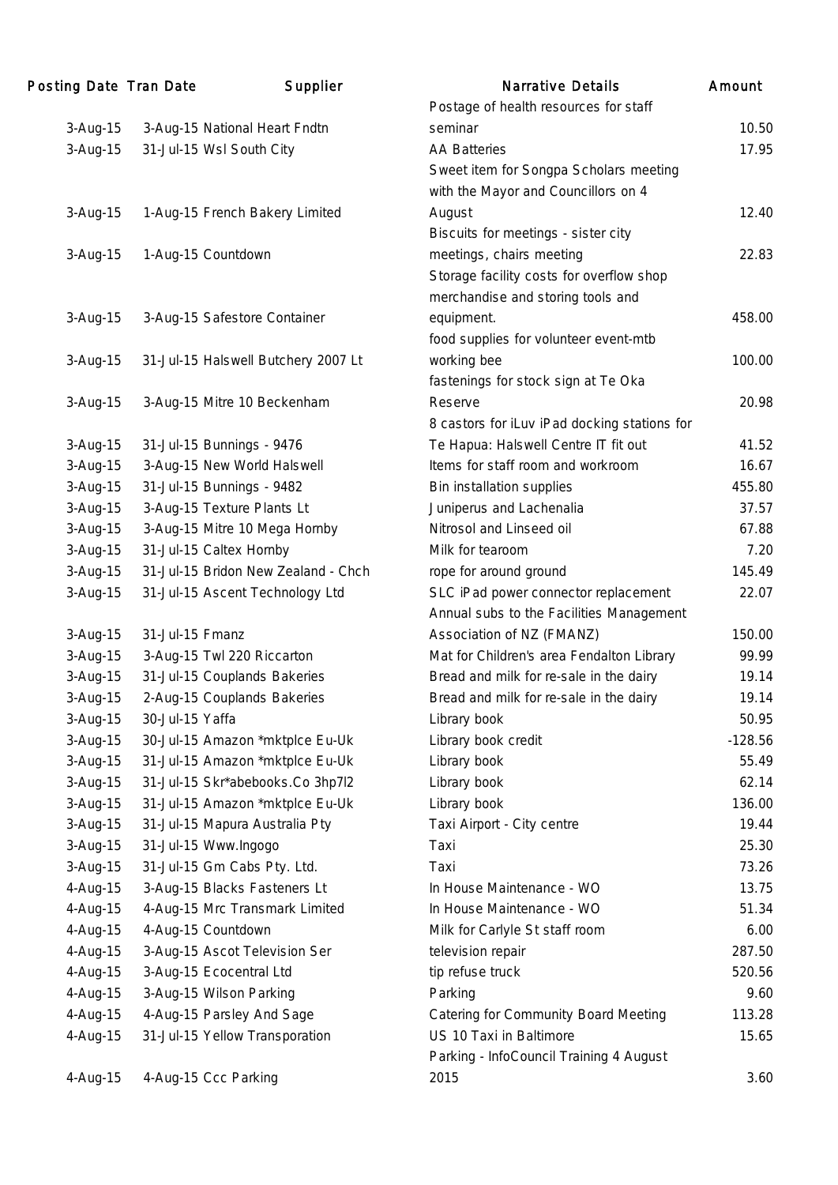| Posting Date | Tran Date | Supplier | Narrative Details | Amount |
|---|---|---|---|---|
| 3-Aug-15 | 3-Aug-15 | National Heart Fndtn | Postage of health resources for staff seminar | 10.50 |
| 3-Aug-15 | 31-Jul-15 | Wsl South City | AA Batteries | 17.95 |
| 3-Aug-15 | 1-Aug-15 | French Bakery Limited | Sweet item for Songpa Scholars meeting with the Mayor and Councillors on 4 August | 12.40 |
| 3-Aug-15 | 1-Aug-15 | Countdown | Biscuits for meetings - sister city meetings, chairs meeting | 22.83 |
| 3-Aug-15 | 3-Aug-15 | Safestore Container | Storage facility costs for overflow shop merchandise and storing tools and equipment. | 458.00 |
| 3-Aug-15 | 31-Jul-15 | Halswell Butchery 2007 Lt | food supplies for volunteer event-mtb working bee | 100.00 |
| 3-Aug-15 | 3-Aug-15 | Mitre 10 Beckenham | fastenings for stock sign at Te Oka Reserve | 20.98 |
| 3-Aug-15 | 31-Jul-15 | Bunnings - 9476 | 8 castors for iLuv iPad docking stations for Te Hapua: Halswell Centre IT fit out | 41.52 |
| 3-Aug-15 | 3-Aug-15 | New World Halswell | Items for staff room and workroom | 16.67 |
| 3-Aug-15 | 31-Jul-15 | Bunnings - 9482 | Bin installation supplies | 455.80 |
| 3-Aug-15 | 3-Aug-15 | Texture Plants Lt | Juniperus and Lachenalia | 37.57 |
| 3-Aug-15 | 3-Aug-15 | Mitre 10 Mega Hornby | Nitrosol and Linseed oil | 67.88 |
| 3-Aug-15 | 31-Jul-15 | Caltex Hornby | Milk for tearoom | 7.20 |
| 3-Aug-15 | 31-Jul-15 | Bridon New Zealand - Chch | rope for around ground | 145.49 |
| 3-Aug-15 | 31-Jul-15 | Ascent Technology Ltd | SLC iPad power connector replacement | 22.07 |
| 3-Aug-15 | 31-Jul-15 | Fmanz | Annual subs to the Facilities Management Association of NZ (FMANZ) | 150.00 |
| 3-Aug-15 | 3-Aug-15 | Twl 220 Riccarton | Mat for Children's area Fendalton Library | 99.99 |
| 3-Aug-15 | 31-Jul-15 | Couplands Bakeries | Bread and milk for re-sale in the dairy | 19.14 |
| 3-Aug-15 | 2-Aug-15 | Couplands Bakeries | Bread and milk for re-sale in the dairy | 19.14 |
| 3-Aug-15 | 30-Jul-15 | Yaffa | Library book | 50.95 |
| 3-Aug-15 | 30-Jul-15 | Amazon *mktplce Eu-Uk | Library book credit | -128.56 |
| 3-Aug-15 | 31-Jul-15 | Amazon *mktplce Eu-Uk | Library book | 55.49 |
| 3-Aug-15 | 31-Jul-15 | Skr*abebooks.Co 3hp7l2 | Library book | 62.14 |
| 3-Aug-15 | 31-Jul-15 | Amazon *mktplce Eu-Uk | Library book | 136.00 |
| 3-Aug-15 | 31-Jul-15 | Mapura Australia Pty | Taxi Airport - City centre | 19.44 |
| 3-Aug-15 | 31-Jul-15 | Www.Ingogo | Taxi | 25.30 |
| 3-Aug-15 | 31-Jul-15 | Gm Cabs Pty. Ltd. | Taxi | 73.26 |
| 4-Aug-15 | 3-Aug-15 | Blacks Fasteners Lt | In House Maintenance - WO | 13.75 |
| 4-Aug-15 | 4-Aug-15 | Mrc Transmark Limited | In House Maintenance - WO | 51.34 |
| 4-Aug-15 | 4-Aug-15 | Countdown | Milk for Carlyle St staff room | 6.00 |
| 4-Aug-15 | 3-Aug-15 | Ascot Television Ser | television repair | 287.50 |
| 4-Aug-15 | 3-Aug-15 | Ecocentral Ltd | tip refuse truck | 520.56 |
| 4-Aug-15 | 3-Aug-15 | Wilson Parking | Parking | 9.60 |
| 4-Aug-15 | 4-Aug-15 | Parsley And Sage | Catering for Community Board Meeting | 113.28 |
| 4-Aug-15 | 31-Jul-15 | Yellow Transporation | US 10 Taxi in Baltimore | 15.65 |
| 4-Aug-15 | 4-Aug-15 | Ccc Parking | Parking - InfoCouncil Training 4 August 2015 | 3.60 |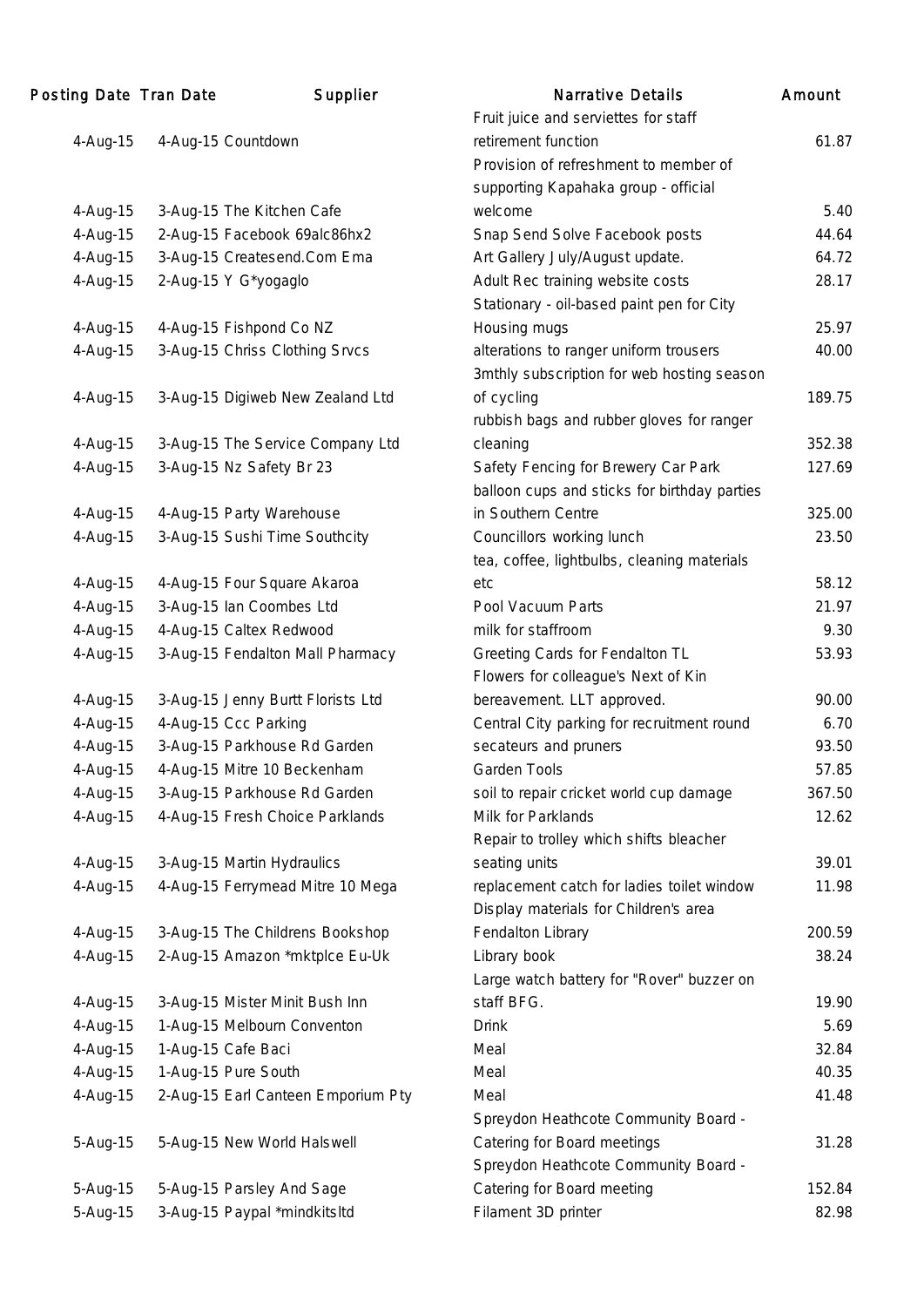| Posting Date | Tran Date | Supplier | Narrative Details | Amount |
|---|---|---|---|---|
| 4-Aug-15 | 4-Aug-15 | Countdown | Fruit juice and serviettes for staff retirement function | 61.87 |
| 4-Aug-15 | 3-Aug-15 | The Kitchen Cafe | Provision of refreshment to member of supporting Kapahaka group - official welcome | 5.40 |
| 4-Aug-15 | 2-Aug-15 | Facebook 69alc86hx2 | Snap Send Solve Facebook posts | 44.64 |
| 4-Aug-15 | 3-Aug-15 | Createsend.Com Ema | Art Gallery July/August update. | 64.72 |
| 4-Aug-15 | 2-Aug-15 | Y G*yogaglo | Adult Rec training website costs | 28.17 |
| 4-Aug-15 | 4-Aug-15 | Fishpond Co NZ | Stationary - oil-based paint pen for City Housing mugs | 25.97 |
| 4-Aug-15 | 3-Aug-15 | Chriss Clothing Srvcs | alterations to ranger uniform trousers | 40.00 |
| 4-Aug-15 | 3-Aug-15 | Digiweb New Zealand Ltd | 3mthly subscription for web hosting season of cycling | 189.75 |
| 4-Aug-15 | 3-Aug-15 | The Service Company Ltd | rubbish bags and rubber gloves for ranger cleaning | 352.38 |
| 4-Aug-15 | 3-Aug-15 | Nz Safety Br 23 | Safety Fencing for Brewery Car Park | 127.69 |
| 4-Aug-15 | 4-Aug-15 | Party Warehouse | balloon cups and sticks for birthday parties in Southern Centre | 325.00 |
| 4-Aug-15 | 3-Aug-15 | Sushi Time Southcity | Councillors working lunch | 23.50 |
| 4-Aug-15 | 4-Aug-15 | Four Square Akaroa | tea, coffee, lightbulbs, cleaning materials etc | 58.12 |
| 4-Aug-15 | 3-Aug-15 | Ian Coombes Ltd | Pool Vacuum Parts | 21.97 |
| 4-Aug-15 | 4-Aug-15 | Caltex Redwood | milk for staffroom | 9.30 |
| 4-Aug-15 | 3-Aug-15 | Fendalton Mall Pharmacy | Greeting Cards for Fendalton TL | 53.93 |
| 4-Aug-15 | 3-Aug-15 | Jenny Burtt Florists Ltd | Flowers for colleague's Next of Kin bereavement. LLT approved. | 90.00 |
| 4-Aug-15 | 4-Aug-15 | Ccc Parking | Central City parking for recruitment round | 6.70 |
| 4-Aug-15 | 3-Aug-15 | Parkhouse Rd Garden | secateurs and pruners | 93.50 |
| 4-Aug-15 | 4-Aug-15 | Mitre 10 Beckenham | Garden Tools | 57.85 |
| 4-Aug-15 | 3-Aug-15 | Parkhouse Rd Garden | soil to repair cricket world cup damage | 367.50 |
| 4-Aug-15 | 4-Aug-15 | Fresh Choice Parklands | Milk for Parklands | 12.62 |
| 4-Aug-15 | 3-Aug-15 | Martin Hydraulics | Repair to trolley which shifts bleacher seating units | 39.01 |
| 4-Aug-15 | 4-Aug-15 | Ferrymead Mitre 10 Mega | replacement catch for ladies toilet window | 11.98 |
| 4-Aug-15 | 3-Aug-15 | The Childrens Bookshop | Display materials for Children's area Fendalton Library | 200.59 |
| 4-Aug-15 | 2-Aug-15 | Amazon *mktplce Eu-Uk | Library book | 38.24 |
| 4-Aug-15 | 3-Aug-15 | Mister Minit Bush Inn | Large watch battery for "Rover" buzzer on staff BFG. | 19.90 |
| 4-Aug-15 | 1-Aug-15 | Melbourn Conventon | Drink | 5.69 |
| 4-Aug-15 | 1-Aug-15 | Cafe Baci | Meal | 32.84 |
| 4-Aug-15 | 1-Aug-15 | Pure South | Meal | 40.35 |
| 4-Aug-15 | 2-Aug-15 | Earl Canteen Emporium Pty | Meal | 41.48 |
| 5-Aug-15 | 5-Aug-15 | New World Halswell | Spreydon Heathcote Community Board - Catering for Board meetings | 31.28 |
| 5-Aug-15 | 5-Aug-15 | Parsley And Sage | Spreydon Heathcote Community Board - Catering for Board meeting | 152.84 |
| 5-Aug-15 | 3-Aug-15 | Paypal *mindkitsltd | Filament 3D printer | 82.98 |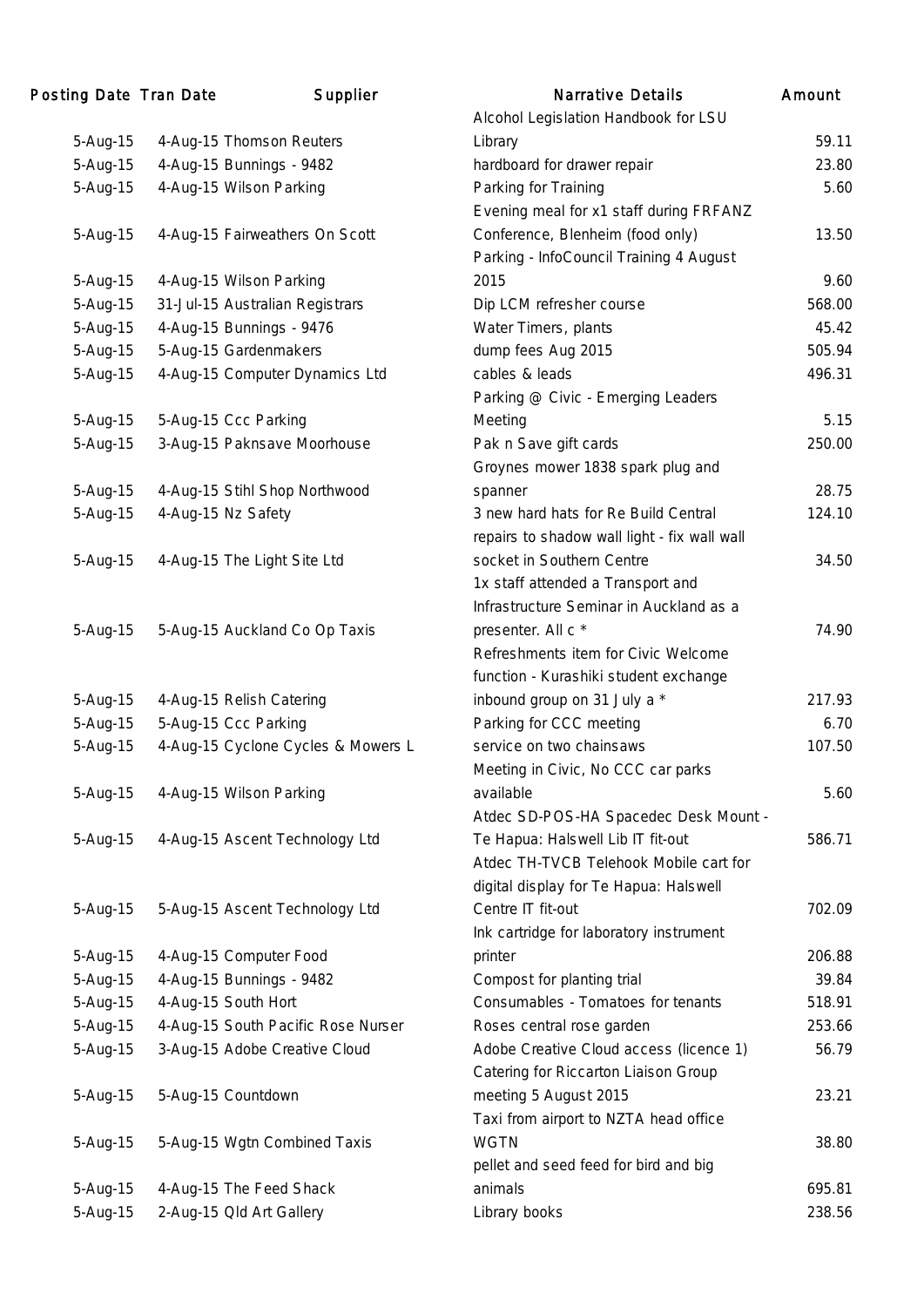| Posting Date | Tran Date | Supplier | Narrative Details | Amount |
|---|---|---|---|---|
| 5-Aug-15 | 4-Aug-15 | Thomson Reuters | Alcohol Legislation Handbook for LSU Library | 59.11 |
| 5-Aug-15 | 4-Aug-15 | Bunnings - 9482 | hardboard for drawer repair | 23.80 |
| 5-Aug-15 | 4-Aug-15 | Wilson Parking | Parking for Training | 5.60 |
| 5-Aug-15 | 4-Aug-15 | Fairweathers On Scott | Evening meal for x1 staff during FRFANZ Conference, Blenheim (food only) | 13.50 |
| 5-Aug-15 | 4-Aug-15 | Wilson Parking | Parking - InfoCouncil Training 4 August 2015 | 9.60 |
| 5-Aug-15 | 31-Jul-15 | Australian Registrars | Dip LCM refresher course | 568.00 |
| 5-Aug-15 | 4-Aug-15 | Bunnings - 9476 | Water Timers, plants | 45.42 |
| 5-Aug-15 | 5-Aug-15 | Gardenmakers | dump fees Aug 2015 | 505.94 |
| 5-Aug-15 | 4-Aug-15 | Computer Dynamics Ltd | cables & leads | 496.31 |
| 5-Aug-15 | 5-Aug-15 | Ccc Parking | Parking @ Civic - Emerging Leaders Meeting | 5.15 |
| 5-Aug-15 | 3-Aug-15 | Paknsave Moorhouse | Pak n Save gift cards | 250.00 |
| 5-Aug-15 | 4-Aug-15 | Stihl Shop Northwood | Groynes mower 1838 spark plug and spanner | 28.75 |
| 5-Aug-15 | 4-Aug-15 | Nz Safety | 3 new hard hats for Re Build Central | 124.10 |
| 5-Aug-15 | 4-Aug-15 | The Light Site Ltd | repairs to shadow wall light - fix wall wall socket in Southern Centre | 34.50 |
| 5-Aug-15 | 5-Aug-15 | Auckland Co Op Taxis | 1x staff attended a Transport and Infrastructure Seminar in Auckland as a presenter. All c * | 74.90 |
| 5-Aug-15 | 4-Aug-15 | Relish Catering | Refreshments item for Civic Welcome function - Kurashiki student exchange inbound group on 31 July a * | 217.93 |
| 5-Aug-15 | 5-Aug-15 | Ccc Parking | Parking for CCC meeting | 6.70 |
| 5-Aug-15 | 4-Aug-15 | Cyclone Cycles & Mowers L | service on two chainsaws | 107.50 |
| 5-Aug-15 | 4-Aug-15 | Wilson Parking | Meeting in Civic, No CCC car parks available | 5.60 |
| 5-Aug-15 | 4-Aug-15 | Ascent Technology Ltd | Atdec SD-POS-HA Spacedec Desk Mount - Te Hapua: Halswell Lib IT fit-out | 586.71 |
| 5-Aug-15 | 5-Aug-15 | Ascent Technology Ltd | Atdec TH-TVCB Telehook Mobile cart for digital display for Te Hapua: Halswell Centre IT fit-out | 702.09 |
| 5-Aug-15 | 4-Aug-15 | Computer Food | Ink cartridge for laboratory instrument printer | 206.88 |
| 5-Aug-15 | 4-Aug-15 | Bunnings - 9482 | Compost for planting trial | 39.84 |
| 5-Aug-15 | 4-Aug-15 | South Hort | Consumables - Tomatoes for tenants | 518.91 |
| 5-Aug-15 | 4-Aug-15 | South Pacific Rose Nurser | Roses central rose garden | 253.66 |
| 5-Aug-15 | 3-Aug-15 | Adobe Creative Cloud | Adobe Creative Cloud access (licence 1) | 56.79 |
| 5-Aug-15 | 5-Aug-15 | Countdown | Catering for Riccarton Liaison Group meeting 5 August 2015 | 23.21 |
| 5-Aug-15 | 5-Aug-15 | Wgtn Combined Taxis | Taxi from airport to NZTA head office WGTN | 38.80 |
| 5-Aug-15 | 4-Aug-15 | The Feed Shack | pellet and seed feed for bird and big animals | 695.81 |
| 5-Aug-15 | 2-Aug-15 | Qld Art Gallery | Library books | 238.56 |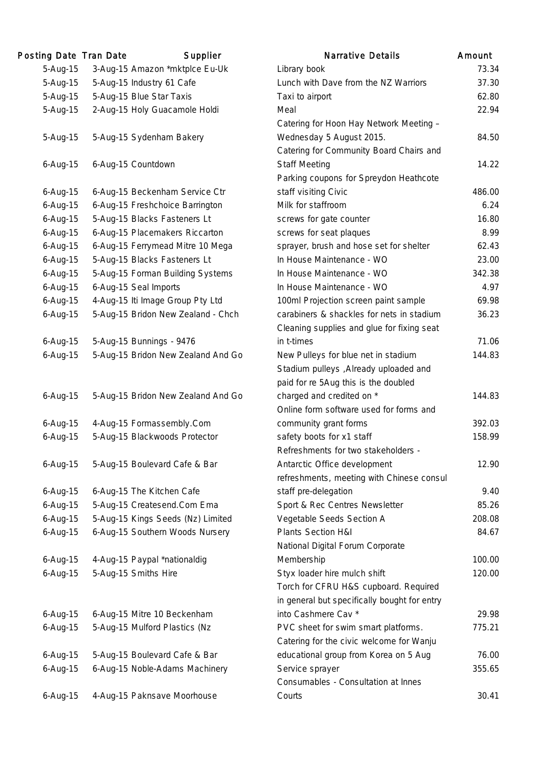| Posting Date | Tran Date | Supplier | Narrative Details | Amount |
|---|---|---|---|---|
| 5-Aug-15 | 3-Aug-15 | Amazon *mktplce Eu-Uk | Library book | 73.34 |
| 5-Aug-15 | 5-Aug-15 | Industry 61 Cafe | Lunch with Dave from the NZ Warriors | 37.30 |
| 5-Aug-15 | 5-Aug-15 | Blue Star Taxis | Taxi to airport | 62.80 |
| 5-Aug-15 | 2-Aug-15 | Holy Guacamole Holdi | Meal | 22.94 |
| 5-Aug-15 | 5-Aug-15 | Sydenham Bakery | Catering for Hoon Hay Network Meeting – Wednesday 5 August 2015. | 84.50 |
| 6-Aug-15 | 6-Aug-15 | Countdown | Catering for Community Board Chairs and Staff Meeting | 14.22 |
| 6-Aug-15 | 6-Aug-15 | Beckenham Service Ctr | Parking coupons for Spreydon Heathcote staff visiting Civic | 486.00 |
| 6-Aug-15 | 6-Aug-15 | Freshchoice Barrington | Milk for staffroom | 6.24 |
| 6-Aug-15 | 5-Aug-15 | Blacks Fasteners Lt | screws for gate counter | 16.80 |
| 6-Aug-15 | 6-Aug-15 | Placemakers Riccarton | screws for seat plaques | 8.99 |
| 6-Aug-15 | 6-Aug-15 | Ferrymead Mitre 10 Mega | sprayer, brush and hose set for shelter | 62.43 |
| 6-Aug-15 | 5-Aug-15 | Blacks Fasteners Lt | In House Maintenance - WO | 23.00 |
| 6-Aug-15 | 5-Aug-15 | Forman Building Systems | In House Maintenance - WO | 342.38 |
| 6-Aug-15 | 6-Aug-15 | Seal Imports | In House Maintenance - WO | 4.97 |
| 6-Aug-15 | 4-Aug-15 | Iti Image Group Pty Ltd | 100ml Projection screen paint sample | 69.98 |
| 6-Aug-15 | 5-Aug-15 | Bridon New Zealand - Chch | carabiners & shackles for nets in stadium | 36.23 |
| 6-Aug-15 | 5-Aug-15 | Bunnings - 9476 | Cleaning supplies and glue for fixing seat in t-times | 71.06 |
| 6-Aug-15 | 5-Aug-15 | Bridon New Zealand And Go | New Pulleys for blue net in stadium | 144.83 |
| 6-Aug-15 | 5-Aug-15 | Bridon New Zealand And Go | Stadium pulleys ,Already uploaded and paid for re 5Aug this is the doubled charged and credited on * | 144.83 |
| 6-Aug-15 | 4-Aug-15 | Formassembly.Com | Online form software used for forms and community grant forms | 392.03 |
| 6-Aug-15 | 5-Aug-15 | Blackwoods Protector | safety boots for x1 staff | 158.99 |
| 6-Aug-15 | 5-Aug-15 | Boulevard Cafe & Bar | Refreshments for two stakeholders - Antarctic Office development | 12.90 |
| 6-Aug-15 | 6-Aug-15 | The Kitchen Cafe | refreshments, meeting with Chinese consul staff pre-delegation | 9.40 |
| 6-Aug-15 | 5-Aug-15 | Createsend.Com Ema | Sport & Rec Centres Newsletter | 85.26 |
| 6-Aug-15 | 5-Aug-15 | Kings Seeds (Nz) Limited | Vegetable Seeds Section A | 208.08 |
| 6-Aug-15 | 6-Aug-15 | Southern Woods Nursery | Plants Section H&I | 84.67 |
| 6-Aug-15 | 4-Aug-15 | Paypal *nationaldig | National Digital Forum Corporate Membership | 100.00 |
| 6-Aug-15 | 5-Aug-15 | Smiths Hire | Styx loader hire mulch shift | 120.00 |
| 6-Aug-15 | 6-Aug-15 | Mitre 10 Beckenham | Torch for CFRU H&S cupboard. Required in general but specifically bought for entry into Cashmere Cav * | 29.98 |
| 6-Aug-15 | 5-Aug-15 | Mulford Plastics (Nz | PVC sheet for swim smart platforms. | 775.21 |
| 6-Aug-15 | 5-Aug-15 | Boulevard Cafe & Bar | Catering for the civic welcome for Wanju educational group from Korea on 5 Aug | 76.00 |
| 6-Aug-15 | 6-Aug-15 | Noble-Adams Machinery | Service sprayer | 355.65 |
| 6-Aug-15 | 4-Aug-15 | Paknsave Moorhouse | Consumables - Consultation at Innes Courts | 30.41 |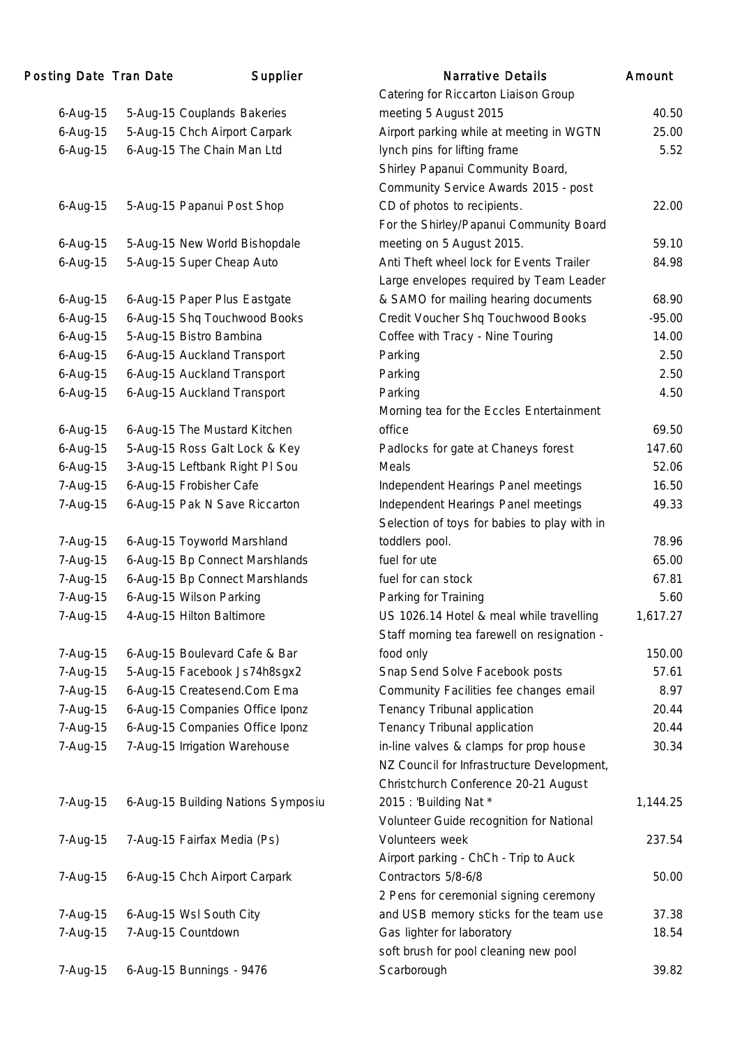| Posting Date | Tran Date | Supplier | Narrative Details | Amount |
|---|---|---|---|---|
| 6-Aug-15 | 5-Aug-15 | Couplands Bakeries | Catering for Riccarton Liaison Group meeting 5 August 2015 | 40.50 |
| 6-Aug-15 | 5-Aug-15 | Chch Airport Carpark | Airport parking while at meeting in WGTN | 25.00 |
| 6-Aug-15 | 6-Aug-15 | The Chain Man Ltd | lynch pins for lifting frame | 5.52 |
| 6-Aug-15 | 5-Aug-15 | Papanui Post Shop | Shirley Papanui Community Board, Community Service Awards 2015 - post CD of photos to recipients. | 22.00 |
| 6-Aug-15 | 5-Aug-15 | New World Bishopdale | For the Shirley/Papanui Community Board meeting on 5 August 2015. | 59.10 |
| 6-Aug-15 | 5-Aug-15 | Super Cheap Auto | Anti Theft wheel lock for Events Trailer | 84.98 |
| 6-Aug-15 | 6-Aug-15 | Paper Plus Eastgate | Large envelopes required by Team Leader & SAMO for mailing hearing documents | 68.90 |
| 6-Aug-15 | 6-Aug-15 | Shq Touchwood Books | Credit Voucher Shq Touchwood Books | -95.00 |
| 6-Aug-15 | 5-Aug-15 | Bistro Bambina | Coffee with Tracy - Nine Touring | 14.00 |
| 6-Aug-15 | 6-Aug-15 | Auckland Transport | Parking | 2.50 |
| 6-Aug-15 | 6-Aug-15 | Auckland Transport | Parking | 2.50 |
| 6-Aug-15 | 6-Aug-15 | Auckland Transport | Parking | 4.50 |
| 6-Aug-15 | 6-Aug-15 | The Mustard Kitchen | Morning tea for the Eccles Entertainment office | 69.50 |
| 6-Aug-15 | 5-Aug-15 | Ross Galt Lock & Key | Padlocks for gate at Chaneys forest | 147.60 |
| 6-Aug-15 | 3-Aug-15 | Leftbank Right Pl Sou | Meals | 52.06 |
| 7-Aug-15 | 6-Aug-15 | Frobisher Cafe | Independent Hearings Panel meetings | 16.50 |
| 7-Aug-15 | 6-Aug-15 | Pak N Save Riccarton | Independent Hearings Panel meetings | 49.33 |
| 7-Aug-15 | 6-Aug-15 | Toyworld Marshland | Selection of toys for babies to play with in toddlers pool. | 78.96 |
| 7-Aug-15 | 6-Aug-15 | Bp Connect Marshlands | fuel for ute | 65.00 |
| 7-Aug-15 | 6-Aug-15 | Bp Connect Marshlands | fuel for can stock | 67.81 |
| 7-Aug-15 | 6-Aug-15 | Wilson Parking | Parking for Training | 5.60 |
| 7-Aug-15 | 4-Aug-15 | Hilton Baltimore | US 1026.14 Hotel & meal while travelling | 1,617.27 |
| 7-Aug-15 | 6-Aug-15 | Boulevard Cafe & Bar | Staff morning tea farewell on resignation - food only | 150.00 |
| 7-Aug-15 | 5-Aug-15 | Facebook Js74h8sgx2 | Snap Send Solve Facebook posts | 57.61 |
| 7-Aug-15 | 6-Aug-15 | Createsend.Com Ema | Community Facilities fee changes email | 8.97 |
| 7-Aug-15 | 6-Aug-15 | Companies Office Iponz | Tenancy Tribunal application | 20.44 |
| 7-Aug-15 | 6-Aug-15 | Companies Office Iponz | Tenancy Tribunal application | 20.44 |
| 7-Aug-15 | 7-Aug-15 | Irrigation Warehouse | in-line valves & clamps for prop house | 30.34 |
| 7-Aug-15 | 6-Aug-15 | Building Nations Symposiu | NZ Council for Infrastructure Development, Christchurch Conference 20-21 August 2015 : 'Building Nat * | 1,144.25 |
| 7-Aug-15 | 7-Aug-15 | Fairfax Media (Ps) | Volunteer Guide recognition for National Volunteers week | 237.54 |
| 7-Aug-15 | 6-Aug-15 | Chch Airport Carpark | Airport parking - ChCh - Trip to Auck Contractors 5/8-6/8 | 50.00 |
| 7-Aug-15 | 6-Aug-15 | Wsl South City | 2 Pens for ceremonial signing ceremony and USB memory sticks for the team use | 37.38 |
| 7-Aug-15 | 7-Aug-15 | Countdown | Gas lighter for laboratory | 18.54 |
| 7-Aug-15 | 6-Aug-15 | Bunnings - 9476 | soft brush for pool cleaning new pool Scarborough | 39.82 |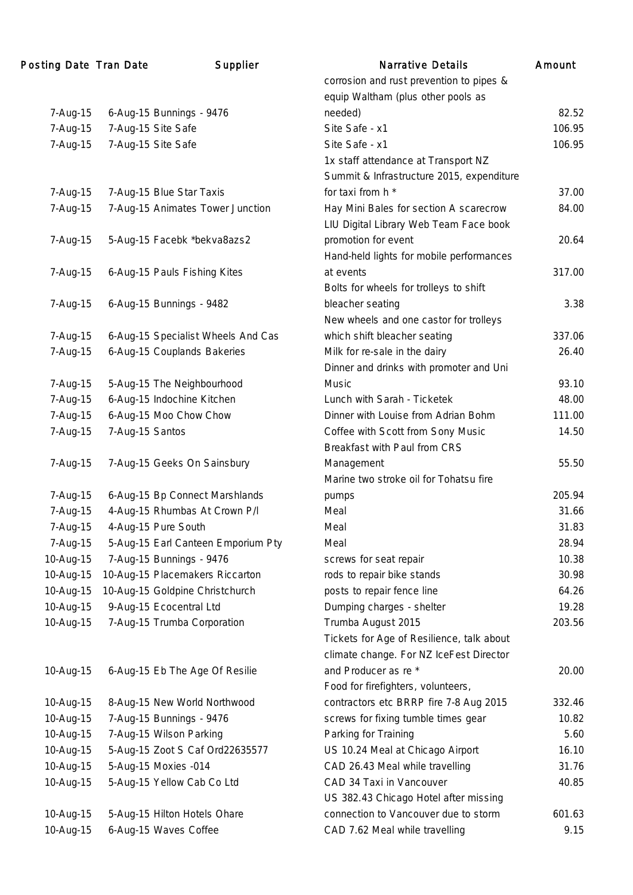| Posting Date | Tran Date | Supplier | Narrative Details | Amount |
|---|---|---|---|---|
| 7-Aug-15 | 6-Aug-15 | Bunnings - 9476 | corrosion and rust prevention to pipes & equip Waltham (plus other pools as needed) | 82.52 |
| 7-Aug-15 | 7-Aug-15 | Site Safe | Site Safe - x1 | 106.95 |
| 7-Aug-15 | 7-Aug-15 | Site Safe | Site Safe - x1 | 106.95 |
| 7-Aug-15 | 7-Aug-15 | Blue Star Taxis | 1x staff attendance at Transport NZ Summit & Infrastructure 2015, expenditure for taxi from h * | 37.00 |
| 7-Aug-15 | 7-Aug-15 | Animates Tower Junction | Hay Mini Bales for section A scarecrow | 84.00 |
| 7-Aug-15 | 5-Aug-15 | Facebk *bekva8azs2 | LIU Digital Library Web Team Face book promotion for event | 20.64 |
| 7-Aug-15 | 6-Aug-15 | Pauls Fishing Kites | Hand-held lights for mobile performances at events | 317.00 |
| 7-Aug-15 | 6-Aug-15 | Bunnings - 9482 | Bolts for wheels for trolleys to shift bleacher seating | 3.38 |
| 7-Aug-15 | 6-Aug-15 | Specialist Wheels And Cas | New wheels and one castor for trolleys which shift bleacher seating | 337.06 |
| 7-Aug-15 | 6-Aug-15 | Couplands Bakeries | Milk for re-sale in the dairy | 26.40 |
| 7-Aug-15 | 5-Aug-15 | The Neighbourhood | Dinner and drinks with promoter and Uni Music | 93.10 |
| 7-Aug-15 | 6-Aug-15 | Indochine Kitchen | Lunch with Sarah - Ticketek | 48.00 |
| 7-Aug-15 | 6-Aug-15 | Moo Chow Chow | Dinner with Louise from Adrian Bohm | 111.00 |
| 7-Aug-15 | 7-Aug-15 | Santos | Coffee with Scott from Sony Music | 14.50 |
| 7-Aug-15 | 7-Aug-15 | Geeks On Sainsbury | Breakfast with Paul from CRS Management | 55.50 |
| 7-Aug-15 | 6-Aug-15 | Bp Connect Marshlands | Marine two stroke oil for Tohatsu fire pumps | 205.94 |
| 7-Aug-15 | 4-Aug-15 | Rhumbas At Crown P/l | Meal | 31.66 |
| 7-Aug-15 | 4-Aug-15 | Pure South | Meal | 31.83 |
| 7-Aug-15 | 5-Aug-15 | Earl Canteen Emporium Pty | Meal | 28.94 |
| 10-Aug-15 | 7-Aug-15 | Bunnings - 9476 | screws for seat repair | 10.38 |
| 10-Aug-15 | 10-Aug-15 | Placemakers Riccarton | rods to repair bike stands | 30.98 |
| 10-Aug-15 | 10-Aug-15 | Goldpine Christchurch | posts to repair fence line | 64.26 |
| 10-Aug-15 | 9-Aug-15 | Ecocentral Ltd | Dumping charges - shelter | 19.28 |
| 10-Aug-15 | 7-Aug-15 | Trumba Corporation | Trumba August 2015 | 203.56 |
| 10-Aug-15 | 6-Aug-15 | Eb The Age Of Resilie | Tickets for Age of Resilience, talk about climate change. For NZ IceFest Director and Producer as re * | 20.00 |
| 10-Aug-15 | 8-Aug-15 | New World Northwood | Food for firefighters, volunteers, contractors etc BRRP fire 7-8 Aug 2015 | 332.46 |
| 10-Aug-15 | 7-Aug-15 | Bunnings - 9476 | screws for fixing tumble times gear | 10.82 |
| 10-Aug-15 | 7-Aug-15 | Wilson Parking | Parking for Training | 5.60 |
| 10-Aug-15 | 5-Aug-15 | Zoot S Caf Ord22635577 | US 10.24 Meal at Chicago Airport | 16.10 |
| 10-Aug-15 | 5-Aug-15 | Moxies -014 | CAD 26.43 Meal while travelling | 31.76 |
| 10-Aug-15 | 5-Aug-15 | Yellow Cab Co Ltd | CAD 34 Taxi in Vancouver | 40.85 |
| 10-Aug-15 | 5-Aug-15 | Hilton Hotels Ohare | US 382.43 Chicago Hotel after missing connection to Vancouver due to storm | 601.63 |
| 10-Aug-15 | 6-Aug-15 | Waves Coffee | CAD 7.62 Meal while travelling | 9.15 |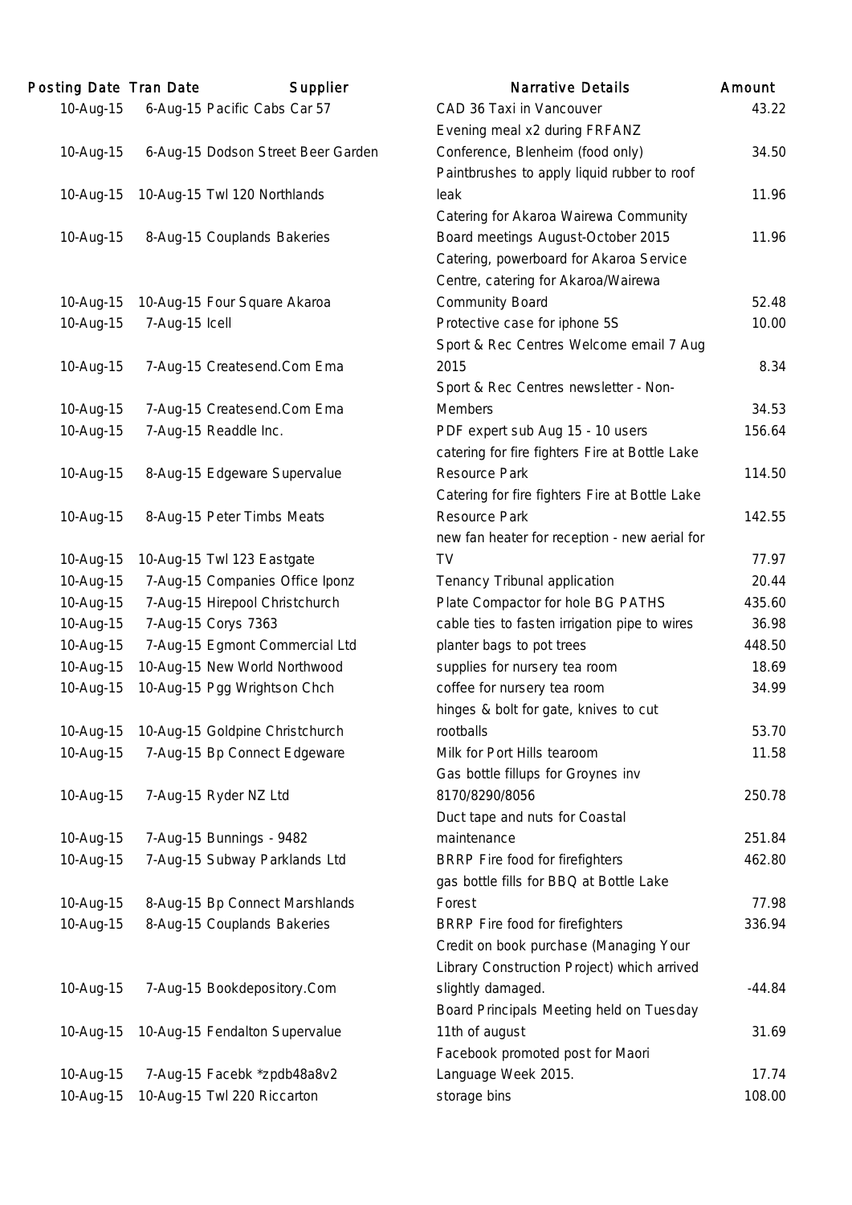| Posting Date | Tran Date | Supplier | Narrative Details | Amount |
|---|---|---|---|---|
| 10-Aug-15 | 6-Aug-15 | Pacific Cabs Car 57 | CAD 36 Taxi in Vancouver | 43.22 |
| 10-Aug-15 | 6-Aug-15 | Dodson Street Beer Garden | Evening meal x2 during FRFANZ Conference, Blenheim (food only) | 34.50 |
| 10-Aug-15 | 10-Aug-15 | Twl 120 Northlands | Paintbrushes to apply liquid rubber to roof leak | 11.96 |
| 10-Aug-15 | 8-Aug-15 | Couplands Bakeries | Catering for Akaroa Wairewa Community Board meetings August-October 2015 | 11.96 |
| 10-Aug-15 | 10-Aug-15 | Four Square Akaroa | Catering, powerboard for Akaroa Service Centre, catering for Akaroa/Wairewa Community Board | 52.48 |
| 10-Aug-15 | 7-Aug-15 | Icell | Protective case for iphone 5S | 10.00 |
| 10-Aug-15 | 7-Aug-15 | Createsend.Com Ema | Sport & Rec Centres Welcome email 7 Aug 2015 | 8.34 |
| 10-Aug-15 | 7-Aug-15 | Createsend.Com Ema | Sport & Rec Centres newsletter - Non-Members | 34.53 |
| 10-Aug-15 | 7-Aug-15 | Readdle Inc. | PDF expert sub Aug 15 - 10 users | 156.64 |
| 10-Aug-15 | 8-Aug-15 | Edgeware Supervalue | catering for fire fighters Fire at Bottle Lake Resource Park | 114.50 |
| 10-Aug-15 | 8-Aug-15 | Peter Timbs Meats | Catering for fire fighters Fire at Bottle Lake Resource Park | 142.55 |
| 10-Aug-15 | 10-Aug-15 | Twl 123 Eastgate | new fan heater for reception - new aerial for TV | 77.97 |
| 10-Aug-15 | 7-Aug-15 | Companies Office Iponz | Tenancy Tribunal application | 20.44 |
| 10-Aug-15 | 7-Aug-15 | Hirepool Christchurch | Plate Compactor for hole BG PATHS | 435.60 |
| 10-Aug-15 | 7-Aug-15 | Corys 7363 | cable ties to fasten irrigation pipe to wires | 36.98 |
| 10-Aug-15 | 7-Aug-15 | Egmont Commercial Ltd | planter bags to pot trees | 448.50 |
| 10-Aug-15 | 10-Aug-15 | New World Northwood | supplies for nursery tea room | 18.69 |
| 10-Aug-15 | 10-Aug-15 | Pgg Wrightson Chch | coffee for nursery tea room | 34.99 |
| 10-Aug-15 | 10-Aug-15 | Goldpine Christchurch | hinges & bolt for gate, knives to cut rootballs | 53.70 |
| 10-Aug-15 | 7-Aug-15 | Bp Connect Edgeware | Milk for Port Hills tearoom | 11.58 |
| 10-Aug-15 | 7-Aug-15 | Ryder NZ Ltd | Gas bottle fillups for Groynes inv 8170/8290/8056 | 250.78 |
| 10-Aug-15 | 7-Aug-15 | Bunnings - 9482 | Duct tape and nuts for Coastal maintenance | 251.84 |
| 10-Aug-15 | 7-Aug-15 | Subway Parklands Ltd | BRRP Fire food for firefighters | 462.80 |
| 10-Aug-15 | 8-Aug-15 | Bp Connect Marshlands | gas bottle fills for BBQ at Bottle Lake Forest | 77.98 |
| 10-Aug-15 | 8-Aug-15 | Couplands Bakeries | BRRP Fire food for firefighters | 336.94 |
| 10-Aug-15 | 7-Aug-15 | Bookdepository.Com | Credit on book purchase (Managing Your Library Construction Project) which arrived slightly damaged. | -44.84 |
| 10-Aug-15 | 10-Aug-15 | Fendalton Supervalue | Board Principals Meeting held on Tuesday 11th of august | 31.69 |
| 10-Aug-15 | 7-Aug-15 | Facebk *zpdb48a8v2 | Facebook promoted post for Maori Language Week 2015. | 17.74 |
| 10-Aug-15 | 10-Aug-15 | Twl 220 Riccarton | storage bins | 108.00 |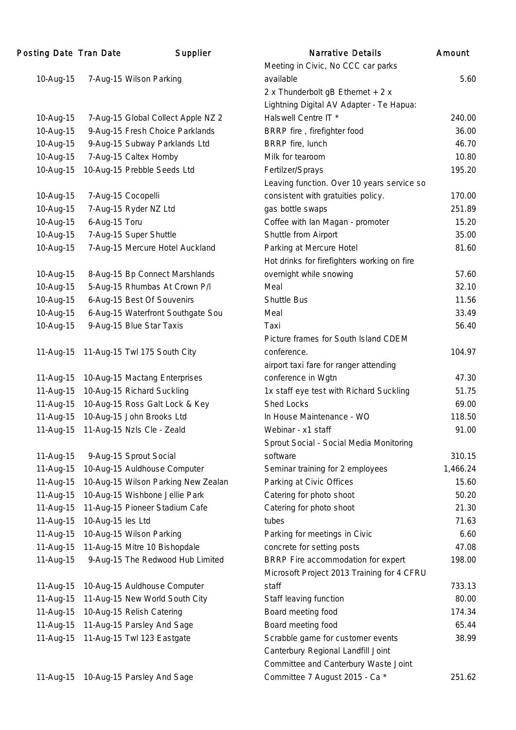| Posting Date | Tran Date | Supplier | Narrative Details | Amount |
|---|---|---|---|---|
| 10-Aug-15 | 7-Aug-15 | Wilson Parking | Meeting in Civic, No CCC car parks available | 5.60 |
| 10-Aug-15 | 7-Aug-15 | Global Collect Apple NZ 2 | 2 x Thunderbolt gB Ethernet + 2 x Lightning Digital AV Adapter - Te Hapua: Halswell Centre IT * | 240.00 |
| 10-Aug-15 | 9-Aug-15 | Fresh Choice Parklands | BRRP fire , firefighter food | 36.00 |
| 10-Aug-15 | 9-Aug-15 | Subway Parklands Ltd | BRRP fire, lunch | 46.70 |
| 10-Aug-15 | 7-Aug-15 | Caltex Hornby | Milk for tearoom | 10.80 |
| 10-Aug-15 | 10-Aug-15 | Prebble Seeds Ltd | Fertilzer/Sprays | 195.20 |
| 10-Aug-15 | 7-Aug-15 | Cocopelli | Leaving function. Over 10 years service so consistent with gratuities policy. | 170.00 |
| 10-Aug-15 | 7-Aug-15 | Ryder NZ Ltd | gas bottle swaps | 251.89 |
| 10-Aug-15 | 6-Aug-15 | Toru | Coffee with Ian Magan - promoter | 15.20 |
| 10-Aug-15 | 7-Aug-15 | Super Shuttle | Shuttle from Airport | 35.00 |
| 10-Aug-15 | 7-Aug-15 | Mercure Hotel Auckland | Parking at Mercure Hotel | 81.60 |
| 10-Aug-15 | 8-Aug-15 | Bp Connect Marshlands | Hot drinks for firefighters working on fire overnight while snowing | 57.60 |
| 10-Aug-15 | 5-Aug-15 | Rhumbas At Crown P/l | Meal | 32.10 |
| 10-Aug-15 | 6-Aug-15 | Best Of Souvenirs | Shuttle Bus | 11.56 |
| 10-Aug-15 | 6-Aug-15 | Waterfront Southgate Sou | Meal | 33.49 |
| 10-Aug-15 | 9-Aug-15 | Blue Star Taxis | Taxi | 56.40 |
| 11-Aug-15 | 11-Aug-15 | Twl 175 South City | Picture frames for South Island CDEM conference. | 104.97 |
| 11-Aug-15 | 10-Aug-15 | Mactang Enterprises | airport taxi fare for ranger attending conference in Wgtn | 47.30 |
| 11-Aug-15 | 10-Aug-15 | Richard Suckling | 1x staff eye test with Richard Suckling | 51.75 |
| 11-Aug-15 | 10-Aug-15 | Ross Galt Lock & Key | Shed Locks | 69.00 |
| 11-Aug-15 | 10-Aug-15 | John Brooks Ltd | In House Maintenance - WO | 118.50 |
| 11-Aug-15 | 11-Aug-15 | Nzls Cle - Zeald | Webinar - x1 staff | 91.00 |
| 11-Aug-15 | 9-Aug-15 | Sprout Social | Sprout Social - Social Media Monitoring software | 310.15 |
| 11-Aug-15 | 10-Aug-15 | Auldhouse Computer | Seminar training for 2 employees | 1,466.24 |
| 11-Aug-15 | 10-Aug-15 | Wilson Parking New Zealan | Parking at Civic Offices | 15.60 |
| 11-Aug-15 | 10-Aug-15 | Wishbone Jellie Park | Catering for photo shoot | 50.20 |
| 11-Aug-15 | 11-Aug-15 | Pioneer Stadium Cafe | Catering for photo shoot | 21.30 |
| 11-Aug-15 | 10-Aug-15 | Ies Ltd | tubes | 71.63 |
| 11-Aug-15 | 10-Aug-15 | Wilson Parking | Parking for meetings in Civic | 6.60 |
| 11-Aug-15 | 11-Aug-15 | Mitre 10 Bishopdale | concrete for setting posts | 47.08 |
| 11-Aug-15 | 9-Aug-15 | The Redwood Hub Limited | BRRP Fire accommodation for expert | 198.00 |
| 11-Aug-15 | 10-Aug-15 | Auldhouse Computer | Microsoft Project 2013 Training for 4 CFRU staff | 733.13 |
| 11-Aug-15 | 11-Aug-15 | New World South City | Staff leaving function | 80.00 |
| 11-Aug-15 | 10-Aug-15 | Relish Catering | Board meeting food | 174.34 |
| 11-Aug-15 | 11-Aug-15 | Parsley And Sage | Board meeting food | 65.44 |
| 11-Aug-15 | 11-Aug-15 | Twl 123 Eastgate | Scrabble game for customer events | 38.99 |
| 11-Aug-15 | 10-Aug-15 | Parsley And Sage | Canterbury Regional Landfill Joint Committee and Canterbury Waste Joint Committee 7 August 2015 - Ca * | 251.62 |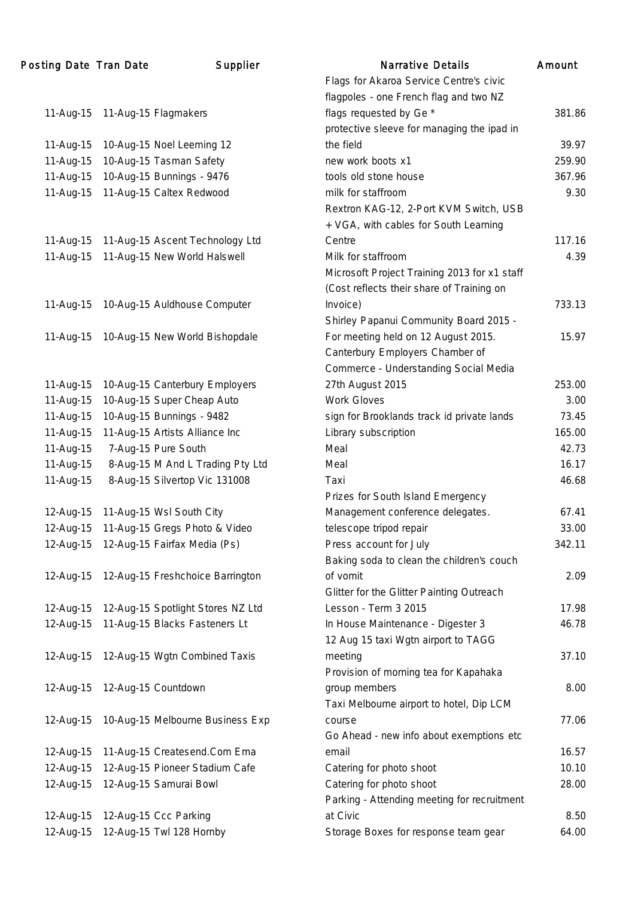| Posting Date | Tran Date | Supplier | Narrative Details | Amount |
|---|---|---|---|---|
| 11-Aug-15 | 11-Aug-15 | Flagmakers | Flags for Akaroa Service Centre's civic flagpoles - one French flag and two NZ flags requested by Ge * | 381.86 |
| 11-Aug-15 | 10-Aug-15 | Noel Leeming 12 | protective sleeve for managing the ipad in the field | 39.97 |
| 11-Aug-15 | 10-Aug-15 | Tasman Safety | new work boots x1 | 259.90 |
| 11-Aug-15 | 10-Aug-15 | Bunnings - 9476 | tools old stone house | 367.96 |
| 11-Aug-15 | 11-Aug-15 | Caltex Redwood | milk for staffroom | 9.30 |
| 11-Aug-15 | 11-Aug-15 | Ascent Technology Ltd | Rextron KAG-12, 2-Port KVM Switch, USB + VGA, with cables for South Learning Centre | 117.16 |
| 11-Aug-15 | 11-Aug-15 | New World Halswell | Milk for staffroom | 4.39 |
| 11-Aug-15 | 10-Aug-15 | Auldhouse Computer | Microsoft Project Training 2013 for x1 staff (Cost reflects their share of Training on Invoice) | 733.13 |
| 11-Aug-15 | 10-Aug-15 | New World Bishopdale | Shirley Papanui Community Board 2015 - For meeting held on 12 August 2015. | 15.97 |
| 11-Aug-15 | 10-Aug-15 | Canterbury Employers | Canterbury Employers Chamber of Commerce - Understanding Social Media 27th August 2015 | 253.00 |
| 11-Aug-15 | 10-Aug-15 | Super Cheap Auto | Work Gloves | 3.00 |
| 11-Aug-15 | 10-Aug-15 | Bunnings - 9482 | sign for Brooklands track id private lands | 73.45 |
| 11-Aug-15 | 11-Aug-15 | Artists Alliance Inc | Library subscription | 165.00 |
| 11-Aug-15 | 7-Aug-15 | Pure South | Meal | 42.73 |
| 11-Aug-15 | 8-Aug-15 | M And L Trading Pty Ltd | Meal | 16.17 |
| 11-Aug-15 | 8-Aug-15 | Silvertop Vic 131008 | Taxi | 46.68 |
| 12-Aug-15 | 11-Aug-15 | Wsl South City | Prizes for South Island Emergency Management conference delegates. | 67.41 |
| 12-Aug-15 | 11-Aug-15 | Gregs Photo & Video | telescope tripod repair | 33.00 |
| 12-Aug-15 | 12-Aug-15 | Fairfax Media (Ps) | Press account for July | 342.11 |
| 12-Aug-15 | 12-Aug-15 | Freshchoice Barrington | Baking soda to clean the children's couch of vomit | 2.09 |
| 12-Aug-15 | 12-Aug-15 | Spotlight Stores NZ Ltd | Glitter for the Glitter Painting Outreach Lesson - Term 3 2015 | 17.98 |
| 12-Aug-15 | 11-Aug-15 | Blacks Fasteners Lt | In House Maintenance - Digester 3 | 46.78 |
| 12-Aug-15 | 12-Aug-15 | Wgtn Combined Taxis | 12 Aug 15 taxi Wgtn airport to TAGG meeting | 37.10 |
| 12-Aug-15 | 12-Aug-15 | Countdown | Provision of morning tea for Kapahaka group members | 8.00 |
| 12-Aug-15 | 10-Aug-15 | Melbourne Business Exp | Taxi Melbourne airport to hotel, Dip LCM course | 77.06 |
| 12-Aug-15 | 11-Aug-15 | Createsend.Com Ema | Go Ahead - new info about exemptions etc email | 16.57 |
| 12-Aug-15 | 12-Aug-15 | Pioneer Stadium Cafe | Catering for photo shoot | 10.10 |
| 12-Aug-15 | 12-Aug-15 | Samurai Bowl | Catering for photo shoot | 28.00 |
| 12-Aug-15 | 12-Aug-15 | Ccc Parking | Parking - Attending meeting for recruitment at Civic | 8.50 |
| 12-Aug-15 | 12-Aug-15 | Twl 128 Hornby | Storage Boxes for response team gear | 64.00 |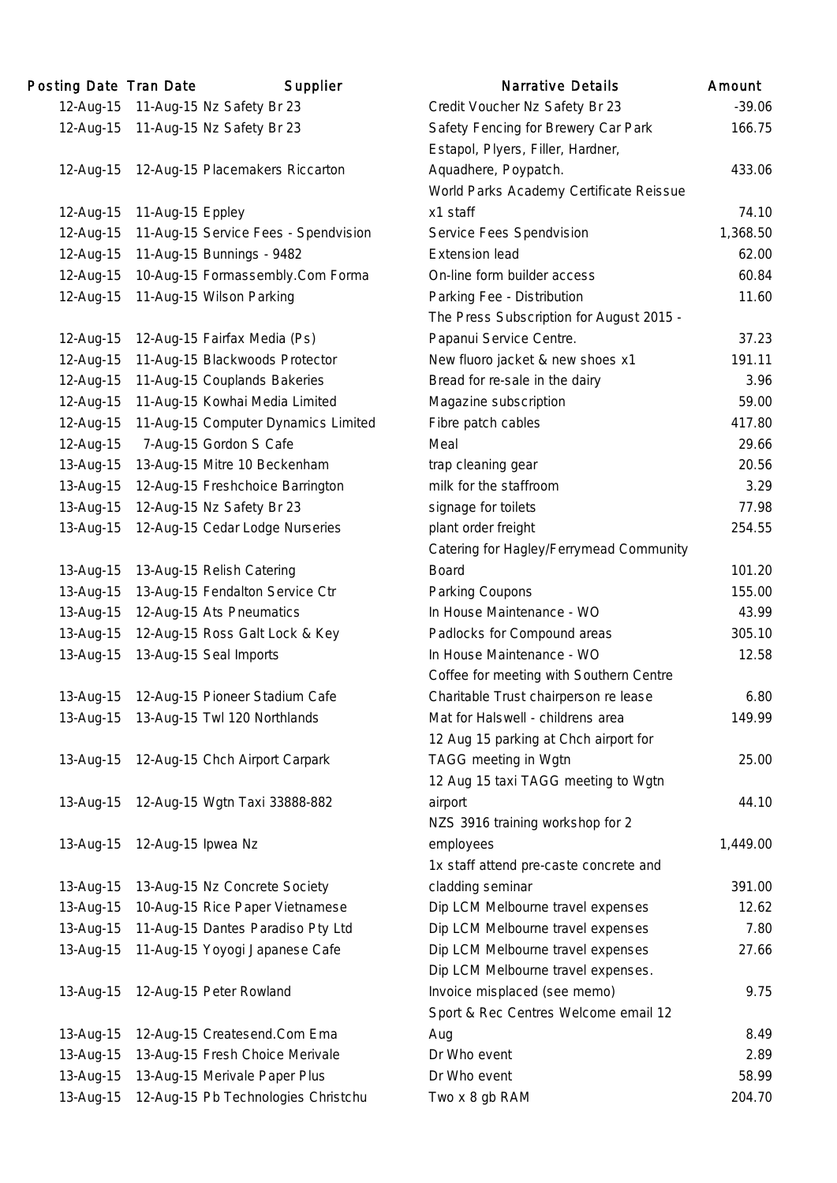| Posting Date | Tran Date | Supplier | Narrative Details | Amount |
| --- | --- | --- | --- | --- |
| 12-Aug-15 | 11-Aug-15 | Nz Safety Br 23 | Credit Voucher Nz Safety Br 23 | -39.06 |
| 12-Aug-15 | 11-Aug-15 | Nz Safety Br 23 | Safety Fencing for Brewery Car Park | 166.75 |
| 12-Aug-15 | 12-Aug-15 | Placemakers Riccarton | Estapol, Plyers, Filler, Hardner, Aquadhere, Poypatch. | 433.06 |
| 12-Aug-15 | 11-Aug-15 | Eppley | World Parks Academy Certificate Reissue x1 staff | 74.10 |
| 12-Aug-15 | 11-Aug-15 | Service Fees - Spendvision | Service Fees Spendvision | 1,368.50 |
| 12-Aug-15 | 11-Aug-15 | Bunnings - 9482 | Extension lead | 62.00 |
| 12-Aug-15 | 10-Aug-15 | Formassembly.Com Forma | On-line form builder access | 60.84 |
| 12-Aug-15 | 11-Aug-15 | Wilson Parking | Parking Fee - Distribution | 11.60 |
| 12-Aug-15 | 12-Aug-15 | Fairfax Media (Ps) | The Press Subscription for August 2015 - Papanui Service Centre. | 37.23 |
| 12-Aug-15 | 11-Aug-15 | Blackwoods Protector | New fluoro jacket & new shoes x1 | 191.11 |
| 12-Aug-15 | 11-Aug-15 | Couplands Bakeries | Bread for re-sale in the dairy | 3.96 |
| 12-Aug-15 | 11-Aug-15 | Kowhai Media Limited | Magazine subscription | 59.00 |
| 12-Aug-15 | 11-Aug-15 | Computer Dynamics Limited | Fibre patch cables | 417.80 |
| 12-Aug-15 | 7-Aug-15 | Gordon S Cafe | Meal | 29.66 |
| 13-Aug-15 | 13-Aug-15 | Mitre 10 Beckenham | trap cleaning gear | 20.56 |
| 13-Aug-15 | 12-Aug-15 | Freshchoice Barrington | milk for the staffroom | 3.29 |
| 13-Aug-15 | 12-Aug-15 | Nz Safety Br 23 | signage for toilets | 77.98 |
| 13-Aug-15 | 12-Aug-15 | Cedar Lodge Nurseries | plant order freight | 254.55 |
| 13-Aug-15 | 13-Aug-15 | Relish Catering | Catering for Hagley/Ferrymead Community Board | 101.20 |
| 13-Aug-15 | 13-Aug-15 | Fendalton Service Ctr | Parking Coupons | 155.00 |
| 13-Aug-15 | 12-Aug-15 | Ats Pneumatics | In House Maintenance - WO | 43.99 |
| 13-Aug-15 | 12-Aug-15 | Ross Galt Lock & Key | Padlocks for Compound areas | 305.10 |
| 13-Aug-15 | 13-Aug-15 | Seal Imports | In House Maintenance - WO | 12.58 |
| 13-Aug-15 | 12-Aug-15 | Pioneer Stadium Cafe | Coffee for meeting with Southern Centre Charitable Trust chairperson re lease | 6.80 |
| 13-Aug-15 | 13-Aug-15 | Twl 120 Northlands | Mat for Halswell - childrens area | 149.99 |
| 13-Aug-15 | 12-Aug-15 | Chch Airport Carpark | 12 Aug 15 parking at Chch airport for TAGG meeting in Wgtn | 25.00 |
| 13-Aug-15 | 12-Aug-15 | Wgtn Taxi 33888-882 | 12 Aug 15 taxi TAGG meeting to Wgtn airport | 44.10 |
| 13-Aug-15 | 12-Aug-15 | Ipwea Nz | NZS 3916 training workshop for 2 employees | 1,449.00 |
| 13-Aug-15 | 13-Aug-15 | Nz Concrete Society | 1x staff attend pre-caste concrete and cladding seminar | 391.00 |
| 13-Aug-15 | 10-Aug-15 | Rice Paper Vietnamese | Dip LCM Melbourne travel expenses | 12.62 |
| 13-Aug-15 | 11-Aug-15 | Dantes Paradiso Pty Ltd | Dip LCM Melbourne travel expenses | 7.80 |
| 13-Aug-15 | 11-Aug-15 | Yoyogi Japanese Cafe | Dip LCM Melbourne travel expenses | 27.66 |
| 13-Aug-15 | 12-Aug-15 | Peter Rowland | Dip LCM Melbourne travel expenses. Invoice misplaced (see memo) | 9.75 |
| 13-Aug-15 | 12-Aug-15 | Createsend.Com Ema | Sport & Rec Centres Welcome email 12 Aug | 8.49 |
| 13-Aug-15 | 13-Aug-15 | Fresh Choice Merivale | Dr Who event | 2.89 |
| 13-Aug-15 | 13-Aug-15 | Merivale Paper Plus | Dr Who event | 58.99 |
| 13-Aug-15 | 12-Aug-15 | Pb Technologies Christchu | Two x 8 gb RAM | 204.70 |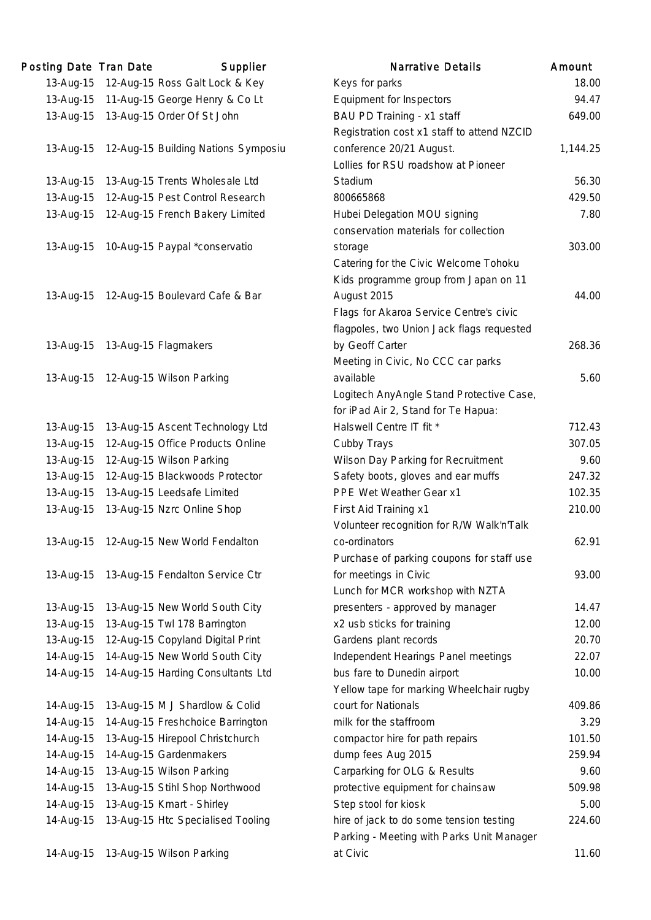| Posting Date | Tran Date | Supplier | Narrative Details | Amount |
|---|---|---|---|---|
| 13-Aug-15 | 12-Aug-15 | Ross Galt Lock & Key | Keys for parks | 18.00 |
| 13-Aug-15 | 11-Aug-15 | George Henry & Co Lt | Equipment for Inspectors | 94.47 |
| 13-Aug-15 | 13-Aug-15 | Order Of St John | BAU PD Training - x1 staff | 649.00 |
| 13-Aug-15 | 12-Aug-15 | Building Nations Symposiu | Registration cost x1 staff to attend NZCID conference 20/21 August. | 1,144.25 |
| 13-Aug-15 | 13-Aug-15 | Trents Wholesale Ltd | Lollies for RSU roadshow at Pioneer Stadium | 56.30 |
| 13-Aug-15 | 12-Aug-15 | Pest Control Research | 800665868 | 429.50 |
| 13-Aug-15 | 12-Aug-15 | French Bakery Limited | Hubei Delegation MOU signing | 7.80 |
| 13-Aug-15 | 10-Aug-15 | Paypal *conservatio | conservation materials for collection storage | 303.00 |
| 13-Aug-15 | 12-Aug-15 | Boulevard Cafe & Bar | Catering for the Civic Welcome Tohoku Kids programme group from Japan on 11 August 2015 | 44.00 |
| 13-Aug-15 | 13-Aug-15 | Flagmakers | Flags for Akaroa Service Centre's civic flagpoles, two Union Jack flags requested by Geoff Carter | 268.36 |
| 13-Aug-15 | 12-Aug-15 | Wilson Parking | Meeting in Civic, No CCC car parks available | 5.60 |
| 13-Aug-15 | 13-Aug-15 | Ascent Technology Ltd | Logitech AnyAngle Stand Protective Case, for iPad Air 2, Stand for Te Hapua: Halswell Centre IT fit * | 712.43 |
| 13-Aug-15 | 12-Aug-15 | Office Products Online | Cubby Trays | 307.05 |
| 13-Aug-15 | 12-Aug-15 | Wilson Parking | Wilson Day Parking for Recruitment | 9.60 |
| 13-Aug-15 | 12-Aug-15 | Blackwoods Protector | Safety boots, gloves and ear muffs | 247.32 |
| 13-Aug-15 | 13-Aug-15 | Leedsafe Limited | PPE Wet Weather Gear x1 | 102.35 |
| 13-Aug-15 | 13-Aug-15 | Nzrc Online Shop | First Aid Training x1 | 210.00 |
| 13-Aug-15 | 12-Aug-15 | New World Fendalton | Volunteer recognition for R/W Walk'n'Talk co-ordinators | 62.91 |
| 13-Aug-15 | 13-Aug-15 | Fendalton Service Ctr | Purchase of parking coupons for staff use for meetings in Civic | 93.00 |
| 13-Aug-15 | 13-Aug-15 | New World South City | Lunch for MCR workshop with NZTA presenters - approved by manager | 14.47 |
| 13-Aug-15 | 13-Aug-15 | Twl 178 Barrington | x2 usb sticks for training | 12.00 |
| 13-Aug-15 | 12-Aug-15 | Copyland Digital Print | Gardens plant records | 20.70 |
| 14-Aug-15 | 14-Aug-15 | New World South City | Independent Hearings Panel meetings | 22.07 |
| 14-Aug-15 | 14-Aug-15 | Harding Consultants Ltd | bus fare to Dunedin airport | 10.00 |
| 14-Aug-15 | 13-Aug-15 | M J Shardlow & Colid | Yellow tape for marking Wheelchair rugby court for Nationals | 409.86 |
| 14-Aug-15 | 14-Aug-15 | Freshchoice Barrington | milk for the staffroom | 3.29 |
| 14-Aug-15 | 13-Aug-15 | Hirepool Christchurch | compactor hire for path repairs | 101.50 |
| 14-Aug-15 | 14-Aug-15 | Gardenmakers | dump fees Aug 2015 | 259.94 |
| 14-Aug-15 | 13-Aug-15 | Wilson Parking | Carparking for OLG & Results | 9.60 |
| 14-Aug-15 | 13-Aug-15 | Stihl Shop Northwood | protective equipment for chainsaw | 509.98 |
| 14-Aug-15 | 13-Aug-15 | Kmart - Shirley | Step stool for kiosk | 5.00 |
| 14-Aug-15 | 13-Aug-15 | Htc Specialised Tooling | hire of jack to do some tension testing | 224.60 |
| 14-Aug-15 | 13-Aug-15 | Wilson Parking | Parking - Meeting with Parks Unit Manager at Civic | 11.60 |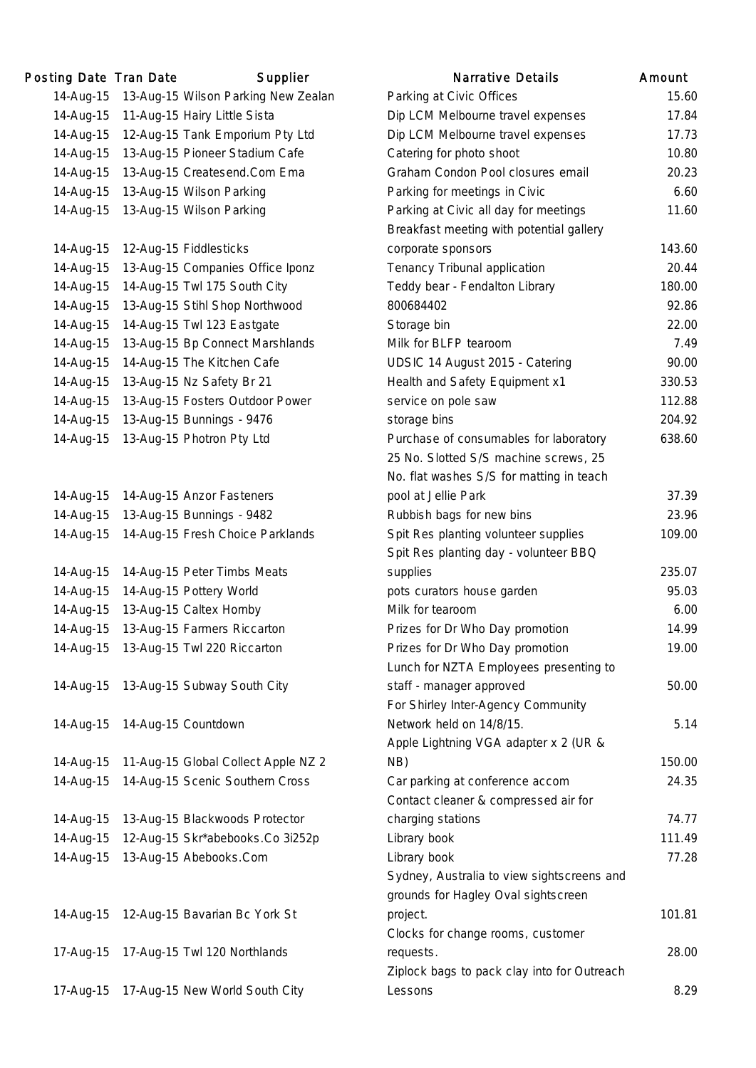| Posting Date | Tran Date | Supplier | Narrative Details | Amount |
|---|---|---|---|---|
| 14-Aug-15 | 13-Aug-15 | Wilson Parking New Zealan | Parking at Civic Offices | 15.60 |
| 14-Aug-15 | 11-Aug-15 | Hairy Little Sista | Dip LCM Melbourne travel expenses | 17.84 |
| 14-Aug-15 | 12-Aug-15 | Tank Emporium Pty Ltd | Dip LCM Melbourne travel expenses | 17.73 |
| 14-Aug-15 | 13-Aug-15 | Pioneer Stadium Cafe | Catering for photo shoot | 10.80 |
| 14-Aug-15 | 13-Aug-15 | Createsend.Com Ema | Graham Condon Pool closures email | 20.23 |
| 14-Aug-15 | 13-Aug-15 | Wilson Parking | Parking for meetings in Civic | 6.60 |
| 14-Aug-15 | 13-Aug-15 | Wilson Parking | Parking at Civic all day for meetings | 11.60 |
| 14-Aug-15 | 12-Aug-15 | Fiddlesticks | Breakfast meeting with potential gallery corporate sponsors | 143.60 |
| 14-Aug-15 | 13-Aug-15 | Companies Office Iponz | Tenancy Tribunal application | 20.44 |
| 14-Aug-15 | 14-Aug-15 | Twl 175 South City | Teddy bear - Fendalton Library | 180.00 |
| 14-Aug-15 | 13-Aug-15 | Stihl Shop Northwood | 800684402 | 92.86 |
| 14-Aug-15 | 14-Aug-15 | Twl 123 Eastgate | Storage bin | 22.00 |
| 14-Aug-15 | 13-Aug-15 | Bp Connect Marshlands | Milk for BLFP tearoom | 7.49 |
| 14-Aug-15 | 14-Aug-15 | The Kitchen Cafe | UDSIC 14 August 2015 - Catering | 90.00 |
| 14-Aug-15 | 13-Aug-15 | Nz Safety Br 21 | Health and Safety Equipment x1 | 330.53 |
| 14-Aug-15 | 13-Aug-15 | Fosters Outdoor Power | service on pole saw | 112.88 |
| 14-Aug-15 | 13-Aug-15 | Bunnings - 9476 | storage bins | 204.92 |
| 14-Aug-15 | 13-Aug-15 | Photron Pty Ltd | Purchase of consumables for laboratory | 638.60 |
| 14-Aug-15 | 14-Aug-15 | Anzor Fasteners | 25 No. Slotted S/S machine screws, 25 No. flat washes S/S for matting in teach pool at Jellie Park | 37.39 |
| 14-Aug-15 | 13-Aug-15 | Bunnings - 9482 | Rubbish bags for new bins | 23.96 |
| 14-Aug-15 | 14-Aug-15 | Fresh Choice Parklands | Spit Res planting volunteer supplies | 109.00 |
| 14-Aug-15 | 14-Aug-15 | Peter Timbs Meats | Spit Res planting day - volunteer BBQ supplies | 235.07 |
| 14-Aug-15 | 14-Aug-15 | Pottery World | pots curators house garden | 95.03 |
| 14-Aug-15 | 13-Aug-15 | Caltex Hornby | Milk for tearoom | 6.00 |
| 14-Aug-15 | 13-Aug-15 | Farmers Riccarton | Prizes for Dr Who Day promotion | 14.99 |
| 14-Aug-15 | 13-Aug-15 | Twl 220 Riccarton | Prizes for Dr Who Day promotion | 19.00 |
| 14-Aug-15 | 13-Aug-15 | Subway South City | Lunch for NZTA Employees presenting to staff - manager approved | 50.00 |
| 14-Aug-15 | 14-Aug-15 | Countdown | For Shirley Inter-Agency Community Network held on 14/8/15. | 5.14 |
| 14-Aug-15 | 11-Aug-15 | Global Collect Apple NZ 2 | Apple Lightning VGA adapter x 2 (UR & NB) | 150.00 |
| 14-Aug-15 | 14-Aug-15 | Scenic Southern Cross | Car parking at conference accom | 24.35 |
| 14-Aug-15 | 13-Aug-15 | Blackwoods Protector | Contact cleaner & compressed air for charging stations | 74.77 |
| 14-Aug-15 | 12-Aug-15 | Skr*abebooks.Co 3i252p | Library book | 111.49 |
| 14-Aug-15 | 13-Aug-15 | Abebooks.Com | Library book | 77.28 |
| 14-Aug-15 | 12-Aug-15 | Bavarian Bc York St | Sydney, Australia to view sightscreens and grounds for Hagley Oval sightscreen project. | 101.81 |
| 17-Aug-15 | 17-Aug-15 | Twl 120 Northlands | Clocks for change rooms, customer requests. | 28.00 |
| 17-Aug-15 | 17-Aug-15 | New World South City | Ziplock bags to pack clay into for Outreach Lessons | 8.29 |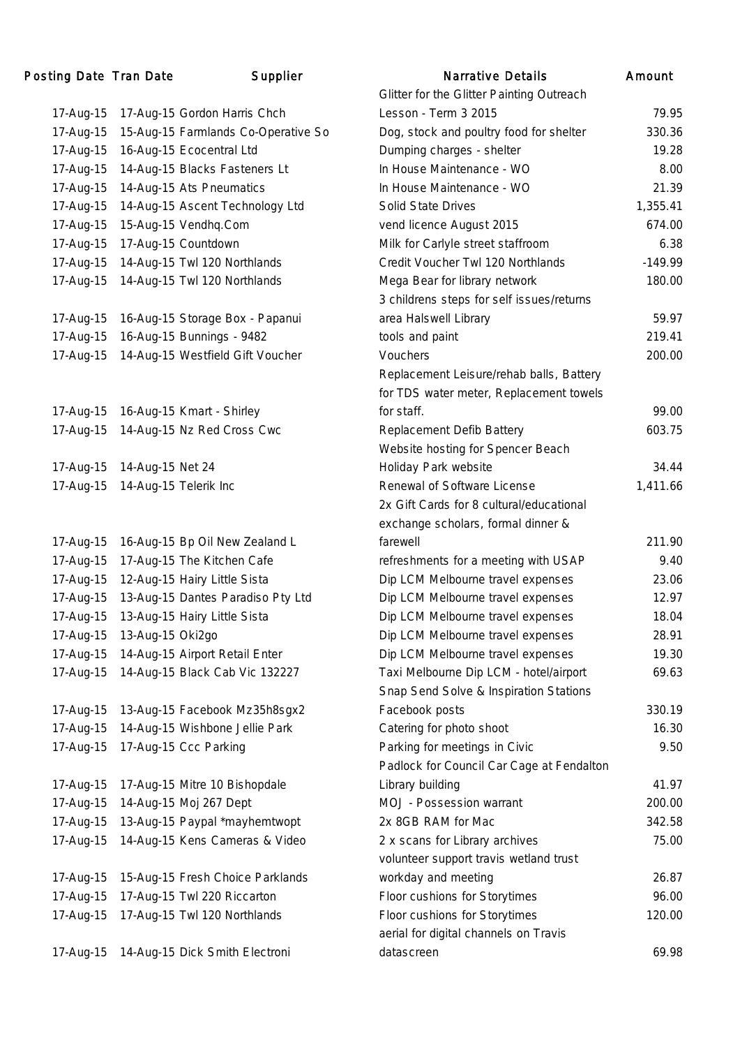| Posting Date | Tran Date | Supplier | Narrative Details | Amount |
|---|---|---|---|---|
| 17-Aug-15 | 17-Aug-15 | Gordon Harris Chch | Glitter for the Glitter Painting Outreach Lesson - Term 3 2015 | 79.95 |
| 17-Aug-15 | 15-Aug-15 | Farmlands Co-Operative So | Dog, stock and poultry food for shelter | 330.36 |
| 17-Aug-15 | 16-Aug-15 | Ecocentral Ltd | Dumping charges - shelter | 19.28 |
| 17-Aug-15 | 14-Aug-15 | Blacks Fasteners Lt | In House Maintenance - WO | 8.00 |
| 17-Aug-15 | 14-Aug-15 | Ats Pneumatics | In House Maintenance - WO | 21.39 |
| 17-Aug-15 | 14-Aug-15 | Ascent Technology Ltd | Solid State Drives | 1,355.41 |
| 17-Aug-15 | 15-Aug-15 | Vendhq.Com | vend licence August 2015 | 674.00 |
| 17-Aug-15 | 17-Aug-15 | Countdown | Milk for Carlyle street staffroom | 6.38 |
| 17-Aug-15 | 14-Aug-15 | Twl 120 Northlands | Credit Voucher Twl 120 Northlands | -149.99 |
| 17-Aug-15 | 14-Aug-15 | Twl 120 Northlands | Mega Bear for library network | 180.00 |
| 17-Aug-15 | 16-Aug-15 | Storage Box - Papanui | 3 childrens steps for self issues/returns area Halswell Library | 59.97 |
| 17-Aug-15 | 16-Aug-15 | Bunnings - 9482 | tools and paint | 219.41 |
| 17-Aug-15 | 14-Aug-15 | Westfield Gift Voucher | Vouchers | 200.00 |
| 17-Aug-15 | 16-Aug-15 | Kmart - Shirley | Replacement Leisure/rehab balls, Battery for TDS water meter, Replacement towels for staff. | 99.00 |
| 17-Aug-15 | 14-Aug-15 | Nz Red Cross Cwc | Replacement Defib Battery | 603.75 |
| 17-Aug-15 | 14-Aug-15 | Net 24 | Website hosting for Spencer Beach Holiday Park website | 34.44 |
| 17-Aug-15 | 14-Aug-15 | Telerik Inc | Renewal of Software License | 1,411.66 |
| 17-Aug-15 | 16-Aug-15 | Bp Oil New Zealand L | 2x Gift Cards for 8 cultural/educational exchange scholars, formal dinner & farewell | 211.90 |
| 17-Aug-15 | 17-Aug-15 | The Kitchen Cafe | refreshments for a meeting with USAP | 9.40 |
| 17-Aug-15 | 12-Aug-15 | Hairy Little Sista | Dip LCM Melbourne travel expenses | 23.06 |
| 17-Aug-15 | 13-Aug-15 | Dantes Paradiso Pty Ltd | Dip LCM Melbourne travel expenses | 12.97 |
| 17-Aug-15 | 13-Aug-15 | Hairy Little Sista | Dip LCM Melbourne travel expenses | 18.04 |
| 17-Aug-15 | 13-Aug-15 | Oki2go | Dip LCM Melbourne travel expenses | 28.91 |
| 17-Aug-15 | 14-Aug-15 | Airport Retail Enter | Dip LCM Melbourne travel expenses | 19.30 |
| 17-Aug-15 | 14-Aug-15 | Black Cab Vic 132227 | Taxi Melbourne Dip LCM - hotel/airport | 69.63 |
| 17-Aug-15 | 13-Aug-15 | Facebook Mz35h8sgx2 | Snap Send Solve & Inspiration Stations Facebook posts | 330.19 |
| 17-Aug-15 | 14-Aug-15 | Wishbone Jellie Park | Catering for photo shoot | 16.30 |
| 17-Aug-15 | 17-Aug-15 | Ccc Parking | Parking for meetings in Civic | 9.50 |
| 17-Aug-15 | 17-Aug-15 | Mitre 10 Bishopdale | Padlock for Council Car Cage at Fendalton Library building | 41.97 |
| 17-Aug-15 | 14-Aug-15 | Moj 267 Dept | MOJ - Possession warrant | 200.00 |
| 17-Aug-15 | 13-Aug-15 | Paypal *mayhemtwopt | 2x 8GB RAM for Mac | 342.58 |
| 17-Aug-15 | 14-Aug-15 | Kens Cameras & Video | 2 x scans for Library archives | 75.00 |
| 17-Aug-15 | 15-Aug-15 | Fresh Choice Parklands | volunteer support travis wetland trust workday and meeting | 26.87 |
| 17-Aug-15 | 17-Aug-15 | Twl 220 Riccarton | Floor cushions for Storytimes | 96.00 |
| 17-Aug-15 | 17-Aug-15 | Twl 120 Northlands | Floor cushions for Storytimes | 120.00 |
| 17-Aug-15 | 14-Aug-15 | Dick Smith Electroni | aerial for digital channels on Travis datascreen | 69.98 |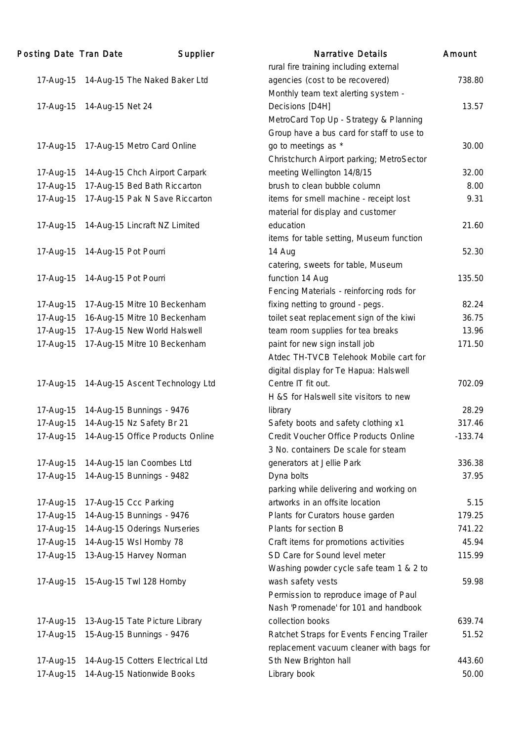| Posting Date | Tran Date | Supplier | Narrative Details | Amount |
|---|---|---|---|---|
| 17-Aug-15 | 14-Aug-15 | The Naked Baker Ltd | rural fire training including external agencies (cost to be recovered) | 738.80 |
| 17-Aug-15 | 14-Aug-15 | Net 24 | Monthly team text alerting system - Decisions [D4H] | 13.57 |
| 17-Aug-15 | 17-Aug-15 | Metro Card Online | MetroCard Top Up - Strategy & Planning Group have a bus card for staff to use to go to meetings as * | 30.00 |
| 17-Aug-15 | 14-Aug-15 | Chch Airport Carpark | Christchurch Airport parking; MetroSector meeting Wellington 14/8/15 | 32.00 |
| 17-Aug-15 | 17-Aug-15 | Bed Bath Riccarton | brush to clean bubble column | 8.00 |
| 17-Aug-15 | 17-Aug-15 | Pak N Save Riccarton | items for smell machine - receipt lost | 9.31 |
| 17-Aug-15 | 14-Aug-15 | Lincraft NZ Limited | material for display and customer education | 21.60 |
| 17-Aug-15 | 14-Aug-15 | Pot Pourri | items for table setting, Museum function 14 Aug | 52.30 |
| 17-Aug-15 | 14-Aug-15 | Pot Pourri | catering, sweets for table, Museum function 14 Aug | 135.50 |
| 17-Aug-15 | 17-Aug-15 | Mitre 10 Beckenham | Fencing Materials - reinforcing rods for fixing netting to ground - pegs. | 82.24 |
| 17-Aug-15 | 16-Aug-15 | Mitre 10 Beckenham | toilet seat replacement sign of the kiwi | 36.75 |
| 17-Aug-15 | 17-Aug-15 | New World Halswell | team room supplies for tea breaks | 13.96 |
| 17-Aug-15 | 17-Aug-15 | Mitre 10 Beckenham | paint for new sign install job | 171.50 |
| 17-Aug-15 | 14-Aug-15 | Ascent Technology Ltd | Atdec TH-TVCB Telehook Mobile cart for digital display for Te Hapua: Halswell Centre IT fit out. | 702.09 |
| 17-Aug-15 | 14-Aug-15 | Bunnings - 9476 | H &S for Halswell site visitors to new library | 28.29 |
| 17-Aug-15 | 14-Aug-15 | Nz Safety Br 21 | Safety boots and safety clothing x1 | 317.46 |
| 17-Aug-15 | 14-Aug-15 | Office Products Online | Credit Voucher Office Products Online | -133.74 |
| 17-Aug-15 | 14-Aug-15 | Ian Coombes Ltd | 3 No. containers De scale for steam generators at Jellie Park | 336.38 |
| 17-Aug-15 | 14-Aug-15 | Bunnings - 9482 | Dyna bolts | 37.95 |
| 17-Aug-15 | 17-Aug-15 | Ccc Parking | parking while delivering and working on artworks in an offsite location | 5.15 |
| 17-Aug-15 | 14-Aug-15 | Bunnings - 9476 | Plants for Curators house garden | 179.25 |
| 17-Aug-15 | 14-Aug-15 | Oderings Nurseries | Plants for section B | 741.22 |
| 17-Aug-15 | 14-Aug-15 | Wsl Hornby 78 | Craft items for promotions activities | 45.94 |
| 17-Aug-15 | 13-Aug-15 | Harvey Norman | SD Care for Sound level meter | 115.99 |
| 17-Aug-15 | 15-Aug-15 | Twl 128 Hornby | Washing powder cycle safe team 1 & 2 to wash safety vests | 59.98 |
| 17-Aug-15 | 13-Aug-15 | Tate Picture Library | Permission to reproduce image of Paul Nash 'Promenade' for 101 and handbook collection books | 639.74 |
| 17-Aug-15 | 15-Aug-15 | Bunnings - 9476 | Ratchet Straps for Events Fencing Trailer | 51.52 |
| 17-Aug-15 | 14-Aug-15 | Cotters Electrical Ltd | replacement vacuum cleaner with bags for Sth New Brighton hall | 443.60 |
| 17-Aug-15 | 14-Aug-15 | Nationwide Books | Library book | 50.00 |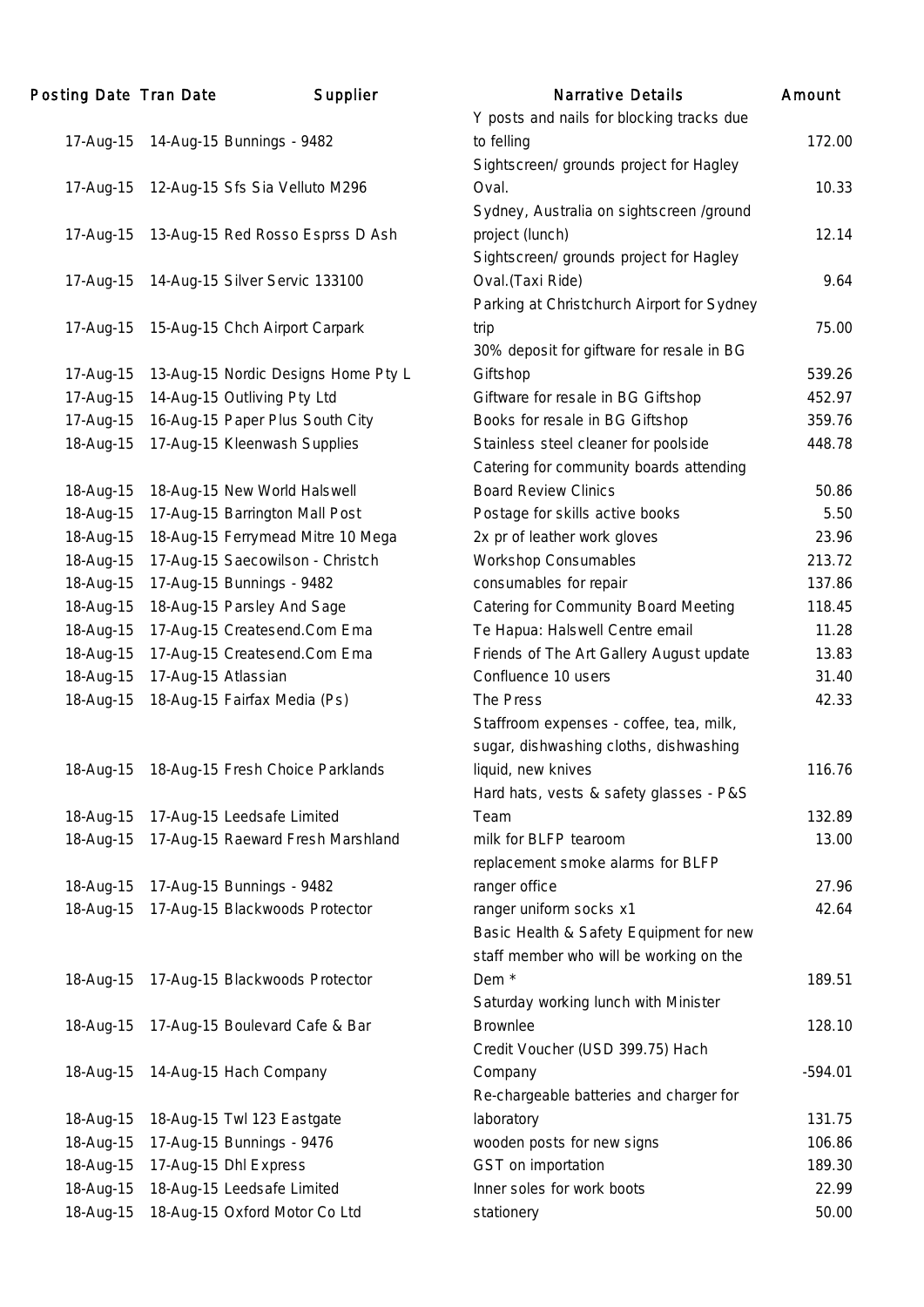| Posting Date | Tran Date | Supplier | Narrative Details | Amount |
|---|---|---|---|---|
| 17-Aug-15 | 14-Aug-15 | Bunnings - 9482 | Y posts and nails for blocking tracks due to felling | 172.00 |
| 17-Aug-15 | 12-Aug-15 | Sfs Sia Velluto M296 | Sightscreen/ grounds project for Hagley Oval. | 10.33 |
| 17-Aug-15 | 13-Aug-15 | Red Rosso Esprss D Ash | Sydney, Australia on sightscreen /ground project (lunch) | 12.14 |
| 17-Aug-15 | 14-Aug-15 | Silver Servic 133100 | Sightscreen/ grounds project for Hagley Oval.(Taxi Ride) | 9.64 |
| 17-Aug-15 | 15-Aug-15 | Chch Airport Carpark | Parking at Christchurch Airport for Sydney trip | 75.00 |
| 17-Aug-15 | 13-Aug-15 | Nordic Designs Home Pty L | 30% deposit for giftware for resale in BG Giftshop | 539.26 |
| 17-Aug-15 | 14-Aug-15 | Outliving Pty Ltd | Giftware for resale in BG Giftshop | 452.97 |
| 17-Aug-15 | 16-Aug-15 | Paper Plus South City | Books for resale in BG Giftshop | 359.76 |
| 18-Aug-15 | 17-Aug-15 | Kleenwash Supplies | Stainless steel cleaner for poolside | 448.78 |
| 18-Aug-15 | 18-Aug-15 | New World Halswell | Catering for community boards attending Board Review Clinics | 50.86 |
| 18-Aug-15 | 17-Aug-15 | Barrington Mall Post | Postage for skills active books | 5.50 |
| 18-Aug-15 | 18-Aug-15 | Ferrymead Mitre 10 Mega | 2x pr of leather work gloves | 23.96 |
| 18-Aug-15 | 17-Aug-15 | Saecowilson - Christch | Workshop Consumables | 213.72 |
| 18-Aug-15 | 17-Aug-15 | Bunnings - 9482 | consumables for repair | 137.86 |
| 18-Aug-15 | 18-Aug-15 | Parsley And Sage | Catering for Community Board Meeting | 118.45 |
| 18-Aug-15 | 17-Aug-15 | Createsend.Com Ema | Te Hapua: Halswell Centre email | 11.28 |
| 18-Aug-15 | 17-Aug-15 | Createsend.Com Ema | Friends of The Art Gallery August update | 13.83 |
| 18-Aug-15 | 17-Aug-15 | Atlassian | Confluence 10 users | 31.40 |
| 18-Aug-15 | 18-Aug-15 | Fairfax Media (Ps) | The Press | 42.33 |
| 18-Aug-15 | 18-Aug-15 | Fresh Choice Parklands | Staffroom expenses - coffee, tea, milk, sugar, dishwashing cloths, dishwashing liquid, new knives | 116.76 |
| 18-Aug-15 | 17-Aug-15 | Leedsafe Limited | Hard hats, vests & safety glasses - P&S Team | 132.89 |
| 18-Aug-15 | 17-Aug-15 | Raeward Fresh Marshland | milk for BLFP tearoom | 13.00 |
| 18-Aug-15 | 17-Aug-15 | Bunnings - 9482 | replacement smoke alarms for BLFP ranger office | 27.96 |
| 18-Aug-15 | 17-Aug-15 | Blackwoods Protector | ranger uniform socks x1 | 42.64 |
| 18-Aug-15 | 17-Aug-15 | Blackwoods Protector | Basic Health & Safety Equipment for new staff member who will be working on the Dem * | 189.51 |
| 18-Aug-15 | 17-Aug-15 | Boulevard Cafe & Bar | Saturday working lunch with Minister Brownlee | 128.10 |
| 18-Aug-15 | 14-Aug-15 | Hach Company | Credit Voucher (USD 399.75) Hach Company | -594.01 |
| 18-Aug-15 | 18-Aug-15 | Twl 123 Eastgate | Re-chargeable batteries and charger for laboratory | 131.75 |
| 18-Aug-15 | 17-Aug-15 | Bunnings - 9476 | wooden posts for new signs | 106.86 |
| 18-Aug-15 | 17-Aug-15 | Dhl Express | GST on importation | 189.30 |
| 18-Aug-15 | 18-Aug-15 | Leedsafe Limited | Inner soles for work boots | 22.99 |
| 18-Aug-15 | 18-Aug-15 | Oxford Motor Co Ltd | stationery | 50.00 |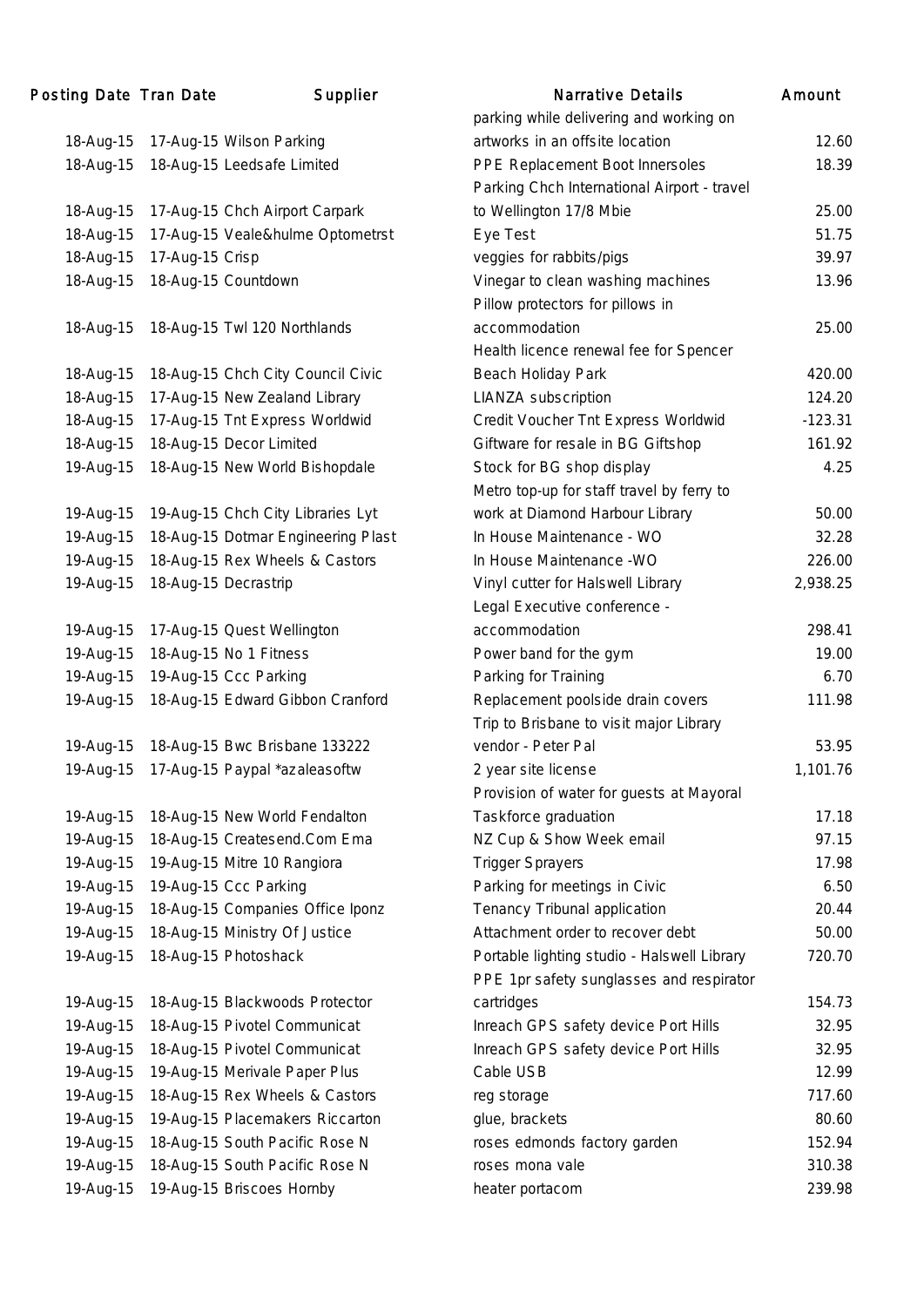| Posting Date | Tran Date | Supplier | Narrative Details | Amount |
|---|---|---|---|---|
| 18-Aug-15 | 17-Aug-15 | Wilson Parking | parking while delivering and working on artworks in an offsite location | 12.60 |
| 18-Aug-15 | 18-Aug-15 | Leedsafe Limited | PPE Replacement Boot Innersoles | 18.39 |
| 18-Aug-15 | 17-Aug-15 | Chch Airport Carpark | Parking Chch International Airport - travel to Wellington 17/8 Mbie | 25.00 |
| 18-Aug-15 | 17-Aug-15 | Veale&hulme Optometrst | Eye Test | 51.75 |
| 18-Aug-15 | 17-Aug-15 | Crisp | veggies for rabbits/pigs | 39.97 |
| 18-Aug-15 | 18-Aug-15 | Countdown | Vinegar to clean washing machines | 13.96 |
| 18-Aug-15 | 18-Aug-15 | Twl 120 Northlands | Pillow protectors for pillows in accommodation | 25.00 |
| 18-Aug-15 | 18-Aug-15 | Chch City Council Civic | Health licence renewal fee for Spencer Beach Holiday Park | 420.00 |
| 18-Aug-15 | 17-Aug-15 | New Zealand Library | LIANZA subscription | 124.20 |
| 18-Aug-15 | 17-Aug-15 | Tnt Express Worldwid | Credit Voucher Tnt Express Worldwid | -123.31 |
| 18-Aug-15 | 18-Aug-15 | Decor Limited | Giftware for resale in BG Giftshop | 161.92 |
| 19-Aug-15 | 18-Aug-15 | New World Bishopdale | Stock for BG shop display | 4.25 |
| 19-Aug-15 | 19-Aug-15 | Chch City Libraries Lyt | Metro top-up for staff travel by ferry to work at Diamond Harbour Library | 50.00 |
| 19-Aug-15 | 18-Aug-15 | Dotmar Engineering Plast | In House Maintenance - WO | 32.28 |
| 19-Aug-15 | 18-Aug-15 | Rex Wheels & Castors | In House Maintenance -WO | 226.00 |
| 19-Aug-15 | 18-Aug-15 | Decrastrip | Vinyl cutter for Halswell Library | 2,938.25 |
| 19-Aug-15 | 17-Aug-15 | Quest Wellington | Legal Executive conference - accommodation | 298.41 |
| 19-Aug-15 | 18-Aug-15 | No 1 Fitness | Power band for the gym | 19.00 |
| 19-Aug-15 | 19-Aug-15 | Ccc Parking | Parking for Training | 6.70 |
| 19-Aug-15 | 18-Aug-15 | Edward Gibbon Cranford | Replacement poolside drain covers | 111.98 |
| 19-Aug-15 | 18-Aug-15 | Bwc Brisbane 133222 | Trip to Brisbane to visit major Library vendor - Peter Pal | 53.95 |
| 19-Aug-15 | 17-Aug-15 | Paypal *azaleasoftw | 2 year site license | 1,101.76 |
| 19-Aug-15 | 18-Aug-15 | New World Fendalton | Provision of water for guests at Mayoral Taskforce graduation | 17.18 |
| 19-Aug-15 | 18-Aug-15 | Createsend.Com Ema | NZ Cup & Show Week email | 97.15 |
| 19-Aug-15 | 19-Aug-15 | Mitre 10 Rangiora | Trigger Sprayers | 17.98 |
| 19-Aug-15 | 19-Aug-15 | Ccc Parking | Parking for meetings in Civic | 6.50 |
| 19-Aug-15 | 18-Aug-15 | Companies Office Iponz | Tenancy Tribunal application | 20.44 |
| 19-Aug-15 | 18-Aug-15 | Ministry Of Justice | Attachment order to recover debt | 50.00 |
| 19-Aug-15 | 18-Aug-15 | Photoshack | Portable lighting studio - Halswell Library | 720.70 |
| 19-Aug-15 | 18-Aug-15 | Blackwoods Protector | PPE 1pr safety sunglasses and respirator cartridges | 154.73 |
| 19-Aug-15 | 18-Aug-15 | Pivotel Communicat | Inreach GPS safety device Port Hills | 32.95 |
| 19-Aug-15 | 18-Aug-15 | Pivotel Communicat | Inreach GPS safety device Port Hills | 32.95 |
| 19-Aug-15 | 19-Aug-15 | Merivale Paper Plus | Cable USB | 12.99 |
| 19-Aug-15 | 18-Aug-15 | Rex Wheels & Castors | reg storage | 717.60 |
| 19-Aug-15 | 19-Aug-15 | Placemakers Riccarton | glue, brackets | 80.60 |
| 19-Aug-15 | 18-Aug-15 | South Pacific Rose N | roses edmonds factory garden | 152.94 |
| 19-Aug-15 | 18-Aug-15 | South Pacific Rose N | roses mona vale | 310.38 |
| 19-Aug-15 | 19-Aug-15 | Briscoes Hornby | heater portacom | 239.98 |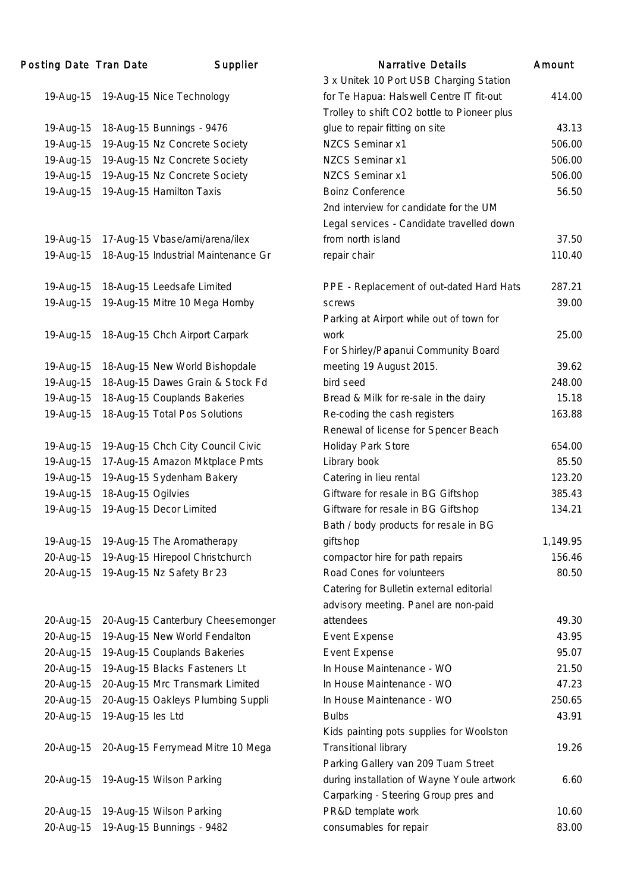| Posting Date | Tran Date | Supplier | Narrative Details | Amount |
|---|---|---|---|---|
| 19-Aug-15 | 19-Aug-15 | Nice Technology | 3 x Unitek 10 Port USB Charging Station for Te Hapua: Halswell Centre IT fit-out | 414.00 |
| 19-Aug-15 | 18-Aug-15 | Bunnings - 9476 | Trolley to shift CO2 bottle to Pioneer plus glue to repair fitting on site | 43.13 |
| 19-Aug-15 | 19-Aug-15 | Nz Concrete Society | NZCS Seminar x1 | 506.00 |
| 19-Aug-15 | 19-Aug-15 | Nz Concrete Society | NZCS Seminar x1 | 506.00 |
| 19-Aug-15 | 19-Aug-15 | Nz Concrete Society | NZCS Seminar x1 | 506.00 |
| 19-Aug-15 | 19-Aug-15 | Hamilton Taxis | Boinz Conference | 56.50 |
| 19-Aug-15 | 17-Aug-15 | Vbase/ami/arena/ilex | 2nd interview for candidate for the UM Legal services - Candidate travelled down from north island | 37.50 |
| 19-Aug-15 | 18-Aug-15 | Industrial Maintenance Gr | repair chair | 110.40 |
| 19-Aug-15 | 18-Aug-15 | Leedsafe Limited | PPE - Replacement of out-dated Hard Hats | 287.21 |
| 19-Aug-15 | 19-Aug-15 | Mitre 10 Mega Hornby | screws | 39.00 |
| 19-Aug-15 | 18-Aug-15 | Chch Airport Carpark | Parking at Airport while out of town for work | 25.00 |
| 19-Aug-15 | 18-Aug-15 | New World Bishopdale | For Shirley/Papanui Community Board meeting 19 August 2015. | 39.62 |
| 19-Aug-15 | 18-Aug-15 | Dawes Grain & Stock Fd | bird seed | 248.00 |
| 19-Aug-15 | 18-Aug-15 | Couplands Bakeries | Bread & Milk for re-sale in the dairy | 15.18 |
| 19-Aug-15 | 18-Aug-15 | Total Pos Solutions | Re-coding the cash registers | 163.88 |
| 19-Aug-15 | 19-Aug-15 | Chch City Council Civic | Renewal of license for Spencer Beach Holiday Park Store | 654.00 |
| 19-Aug-15 | 17-Aug-15 | Amazon Mktplace Pmts | Library book | 85.50 |
| 19-Aug-15 | 19-Aug-15 | Sydenham Bakery | Catering in lieu rental | 123.20 |
| 19-Aug-15 | 18-Aug-15 | Ogilvies | Giftware for resale in BG Giftshop | 385.43 |
| 19-Aug-15 | 19-Aug-15 | Decor Limited | Giftware for resale in BG Giftshop | 134.21 |
| 19-Aug-15 | 19-Aug-15 | The Aromatherapy | Bath / body products for resale in BG giftshop | 1,149.95 |
| 20-Aug-15 | 19-Aug-15 | Hirepool Christchurch | compactor hire for path repairs | 156.46 |
| 20-Aug-15 | 19-Aug-15 | Nz Safety Br 23 | Road Cones for volunteers | 80.50 |
| 20-Aug-15 | 20-Aug-15 | Canterbury Cheesemonger | Catering for Bulletin external editorial advisory meeting. Panel are non-paid attendees | 49.30 |
| 20-Aug-15 | 19-Aug-15 | New World Fendalton | Event Expense | 43.95 |
| 20-Aug-15 | 19-Aug-15 | Couplands Bakeries | Event Expense | 95.07 |
| 20-Aug-15 | 19-Aug-15 | Blacks Fasteners Lt | In House Maintenance - WO | 21.50 |
| 20-Aug-15 | 20-Aug-15 | Mrc Transmark Limited | In House Maintenance - WO | 47.23 |
| 20-Aug-15 | 20-Aug-15 | Oakleys Plumbing Suppli | In House Maintenance - WO | 250.65 |
| 20-Aug-15 | 19-Aug-15 | Ies Ltd | Bulbs | 43.91 |
| 20-Aug-15 | 20-Aug-15 | Ferrymead Mitre 10 Mega | Kids painting pots supplies for Woolston Transitional library | 19.26 |
| 20-Aug-15 | 19-Aug-15 | Wilson Parking | Parking Gallery van 209 Tuam Street during installation of Wayne Youle artwork | 6.60 |
| 20-Aug-15 | 19-Aug-15 | Wilson Parking | Carparking - Steering Group pres and PR&D template work | 10.60 |
| 20-Aug-15 | 19-Aug-15 | Bunnings - 9482 | consumables for repair | 83.00 |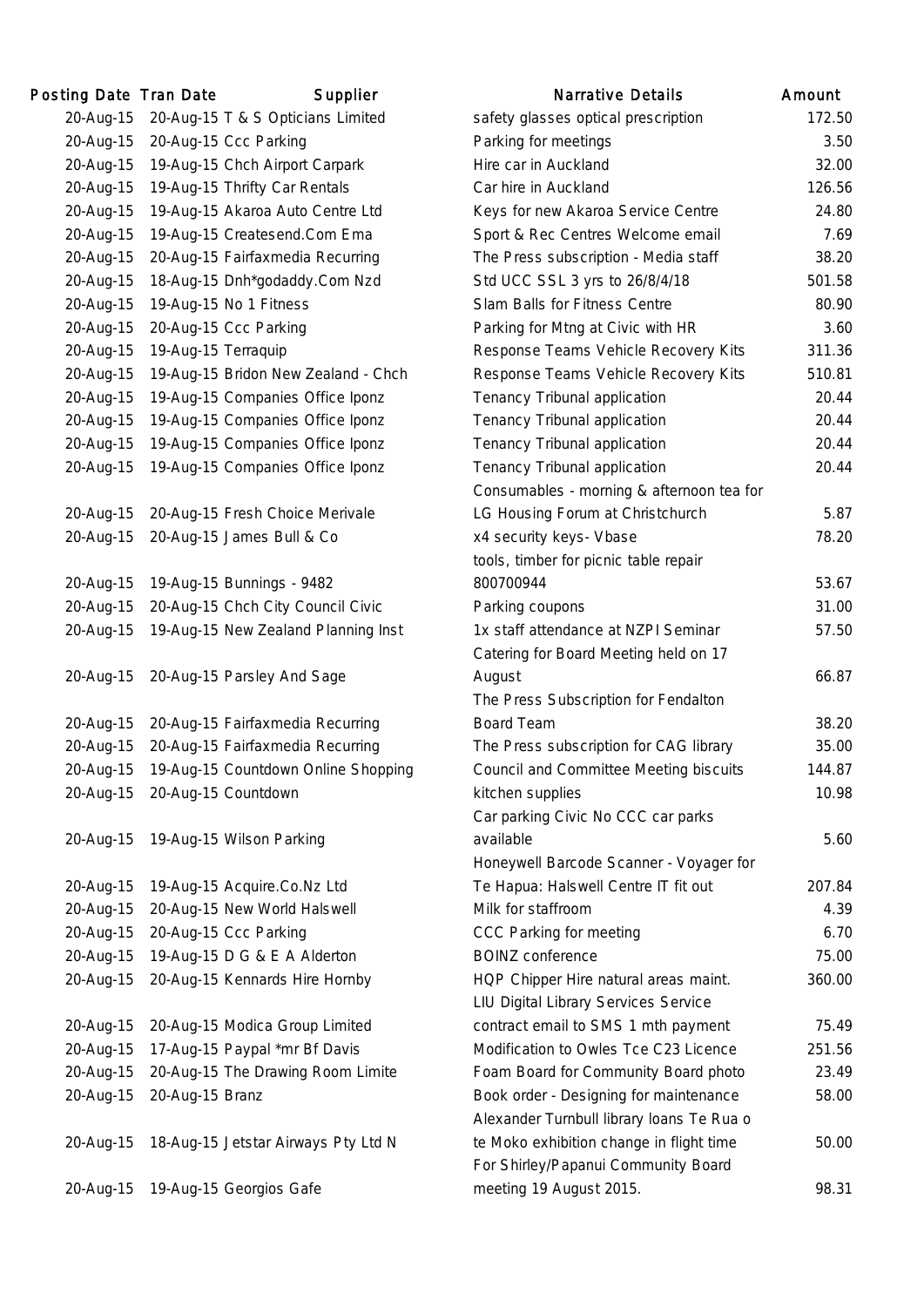| Posting Date | Tran Date | Supplier | Narrative Details | Amount |
|---|---|---|---|---|
| 20-Aug-15 | 20-Aug-15 | T & S Opticians Limited | safety glasses optical prescription | 172.50 |
| 20-Aug-15 | 20-Aug-15 | Ccc Parking | Parking for meetings | 3.50 |
| 20-Aug-15 | 19-Aug-15 | Chch Airport Carpark | Hire car in Auckland | 32.00 |
| 20-Aug-15 | 19-Aug-15 | Thrifty Car Rentals | Car hire in Auckland | 126.56 |
| 20-Aug-15 | 19-Aug-15 | Akaroa Auto Centre Ltd | Keys for new Akaroa Service Centre | 24.80 |
| 20-Aug-15 | 19-Aug-15 | Createsend.Com Ema | Sport & Rec Centres Welcome email | 7.69 |
| 20-Aug-15 | 20-Aug-15 | Fairfaxmedia Recurring | The Press subscription - Media staff | 38.20 |
| 20-Aug-15 | 18-Aug-15 | Dnh*godaddy.Com Nzd | Std UCC SSL 3 yrs to 26/8/4/18 | 501.58 |
| 20-Aug-15 | 19-Aug-15 | No 1 Fitness | Slam Balls for Fitness Centre | 80.90 |
| 20-Aug-15 | 20-Aug-15 | Ccc Parking | Parking for Mtng at Civic with HR | 3.60 |
| 20-Aug-15 | 19-Aug-15 | Terraquip | Response Teams Vehicle Recovery Kits | 311.36 |
| 20-Aug-15 | 19-Aug-15 | Bridon New Zealand - Chch | Response Teams Vehicle Recovery Kits | 510.81 |
| 20-Aug-15 | 19-Aug-15 | Companies Office Iponz | Tenancy Tribunal application | 20.44 |
| 20-Aug-15 | 19-Aug-15 | Companies Office Iponz | Tenancy Tribunal application | 20.44 |
| 20-Aug-15 | 19-Aug-15 | Companies Office Iponz | Tenancy Tribunal application | 20.44 |
| 20-Aug-15 | 19-Aug-15 | Companies Office Iponz | Tenancy Tribunal application | 20.44 |
| 20-Aug-15 | 20-Aug-15 | Fresh Choice Merivale | Consumables - morning & afternoon tea for LG Housing Forum at Christchurch | 5.87 |
| 20-Aug-15 | 20-Aug-15 | James Bull & Co | x4 security keys- Vbase | 78.20 |
| 20-Aug-15 | 19-Aug-15 | Bunnings - 9482 | tools, timber for picnic table repair 800700944 | 53.67 |
| 20-Aug-15 | 20-Aug-15 | Chch City Council Civic | Parking coupons | 31.00 |
| 20-Aug-15 | 19-Aug-15 | New Zealand Planning Inst | 1x staff attendance at NZPI Seminar | 57.50 |
| 20-Aug-15 | 20-Aug-15 | Parsley And Sage | Catering for Board Meeting held on 17 August | 66.87 |
| 20-Aug-15 | 20-Aug-15 | Fairfaxmedia Recurring | The Press Subscription for Fendalton Board Team | 38.20 |
| 20-Aug-15 | 20-Aug-15 | Fairfaxmedia Recurring | The Press subscription for CAG library | 35.00 |
| 20-Aug-15 | 19-Aug-15 | Countdown Online Shopping | Council and Committee Meeting biscuits | 144.87 |
| 20-Aug-15 | 20-Aug-15 | Countdown | kitchen supplies | 10.98 |
| 20-Aug-15 | 19-Aug-15 | Wilson Parking | Car parking Civic No CCC car parks available | 5.60 |
| 20-Aug-15 | 19-Aug-15 | Acquire.Co.Nz Ltd | Honeywell Barcode Scanner - Voyager for Te Hapua: Halswell Centre IT fit out | 207.84 |
| 20-Aug-15 | 20-Aug-15 | New World Halswell | Milk for staffroom | 4.39 |
| 20-Aug-15 | 20-Aug-15 | Ccc Parking | CCC Parking for meeting | 6.70 |
| 20-Aug-15 | 19-Aug-15 | D G & E A Alderton | BOINZ conference | 75.00 |
| 20-Aug-15 | 20-Aug-15 | Kennards Hire Hornby | HQP Chipper Hire natural areas maint. | 360.00 |
| 20-Aug-15 | 20-Aug-15 | Modica Group Limited | LIU Digital Library Services Service contract email to SMS 1 mth payment | 75.49 |
| 20-Aug-15 | 17-Aug-15 | Paypal *mr Bf Davis | Modification to Owles Tce C23 Licence | 251.56 |
| 20-Aug-15 | 20-Aug-15 | The Drawing Room Limite | Foam Board for Community Board photo | 23.49 |
| 20-Aug-15 | 20-Aug-15 | Branz | Book order - Designing for maintenance | 58.00 |
| 20-Aug-15 | 18-Aug-15 | Jetstar Airways Pty Ltd N | Alexander Turnbull library loans Te Rua o te Moko exhibition change in flight time | 50.00 |
| 20-Aug-15 | 19-Aug-15 | Georgios Gafe | For Shirley/Papanui Community Board meeting 19 August 2015. | 98.31 |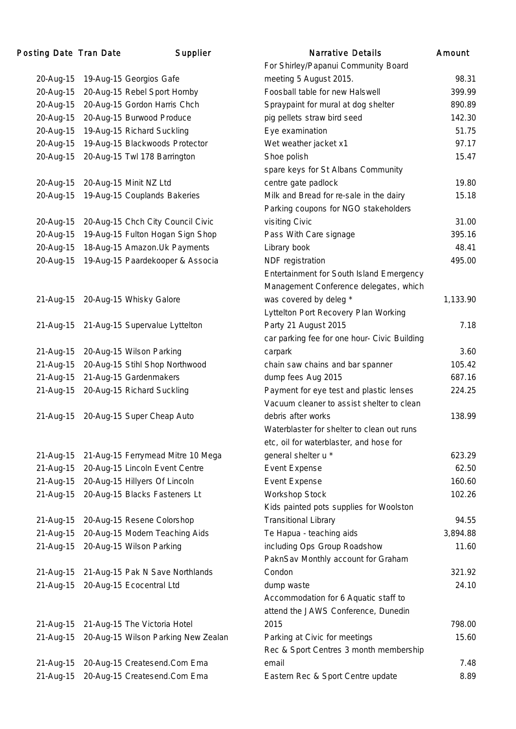| Posting Date | Tran Date | Supplier | Narrative Details | Amount |
|---|---|---|---|---|
| 20-Aug-15 | 19-Aug-15 | Georgios Gafe | For Shirley/Papanui Community Board meeting 5 August 2015. | 98.31 |
| 20-Aug-15 | 20-Aug-15 | Rebel Sport Hornby | Foosball table for new Halswell | 399.99 |
| 20-Aug-15 | 20-Aug-15 | Gordon Harris Chch | Spraypaint for mural at dog shelter | 890.89 |
| 20-Aug-15 | 20-Aug-15 | Burwood Produce | pig pellets straw bird seed | 142.30 |
| 20-Aug-15 | 19-Aug-15 | Richard Suckling | Eye examination | 51.75 |
| 20-Aug-15 | 19-Aug-15 | Blackwoods Protector | Wet weather jacket x1 | 97.17 |
| 20-Aug-15 | 20-Aug-15 | Twl 178 Barrington | Shoe polish | 15.47 |
| 20-Aug-15 | 20-Aug-15 | Minit NZ Ltd | spare keys for St Albans Community centre gate padlock | 19.80 |
| 20-Aug-15 | 19-Aug-15 | Couplands Bakeries | Milk and Bread for re-sale in the dairy | 15.18 |
| 20-Aug-15 | 20-Aug-15 | Chch City Council Civic | Parking coupons for NGO stakeholders visiting Civic | 31.00 |
| 20-Aug-15 | 19-Aug-15 | Fulton Hogan Sign Shop | Pass With Care signage | 395.16 |
| 20-Aug-15 | 18-Aug-15 | Amazon.Uk Payments | Library book | 48.41 |
| 20-Aug-15 | 19-Aug-15 | Paardekooper & Associa | NDF registration | 495.00 |
| 21-Aug-15 | 20-Aug-15 | Whisky Galore | Entertainment for South Island Emergency Management Conference delegates, which was covered by deleg * | 1,133.90 |
| 21-Aug-15 | 21-Aug-15 | Supervalue Lyttelton | Lyttelton Port Recovery Plan Working Party 21 August 2015 | 7.18 |
| 21-Aug-15 | 20-Aug-15 | Wilson Parking | car parking fee for one hour- Civic Building carpark | 3.60 |
| 21-Aug-15 | 20-Aug-15 | Stihl Shop Northwood | chain saw chains and bar spanner | 105.42 |
| 21-Aug-15 | 21-Aug-15 | Gardenmakers | dump fees Aug 2015 | 687.16 |
| 21-Aug-15 | 20-Aug-15 | Richard Suckling | Payment for eye test and plastic lenses | 224.25 |
| 21-Aug-15 | 20-Aug-15 | Super Cheap Auto | Vacuum cleaner to assist shelter to clean debris after works | 138.99 |
| 21-Aug-15 | 21-Aug-15 | Ferrymead Mitre 10 Mega | Waterblaster for shelter to clean out runs etc, oil for waterblaster, and hose for general shelter u * | 623.29 |
| 21-Aug-15 | 20-Aug-15 | Lincoln Event Centre | Event Expense | 62.50 |
| 21-Aug-15 | 20-Aug-15 | Hillyers Of Lincoln | Event Expense | 160.60 |
| 21-Aug-15 | 20-Aug-15 | Blacks Fasteners Lt | Workshop Stock | 102.26 |
| 21-Aug-15 | 20-Aug-15 | Resene Colorshop | Kids painted pots supplies for Woolston Transitional Library | 94.55 |
| 21-Aug-15 | 20-Aug-15 | Modern Teaching Aids | Te Hapua - teaching aids | 3,894.88 |
| 21-Aug-15 | 20-Aug-15 | Wilson Parking | including Ops Group Roadshow | 11.60 |
| 21-Aug-15 | 21-Aug-15 | Pak N Save Northlands | PaknSav Monthly account for Graham Condon | 321.92 |
| 21-Aug-15 | 20-Aug-15 | Ecocentral Ltd | dump waste | 24.10 |
| 21-Aug-15 | 21-Aug-15 | The Victoria Hotel | Accommodation for 6 Aquatic staff to attend the JAWS Conference, Dunedin 2015 | 798.00 |
| 21-Aug-15 | 20-Aug-15 | Wilson Parking New Zealan | Parking at Civic for meetings | 15.60 |
| 21-Aug-15 | 20-Aug-15 | Createsend.Com Ema | Rec & Sport Centres 3 month membership email | 7.48 |
| 21-Aug-15 | 20-Aug-15 | Createsend.Com Ema | Eastern Rec & Sport Centre update | 8.89 |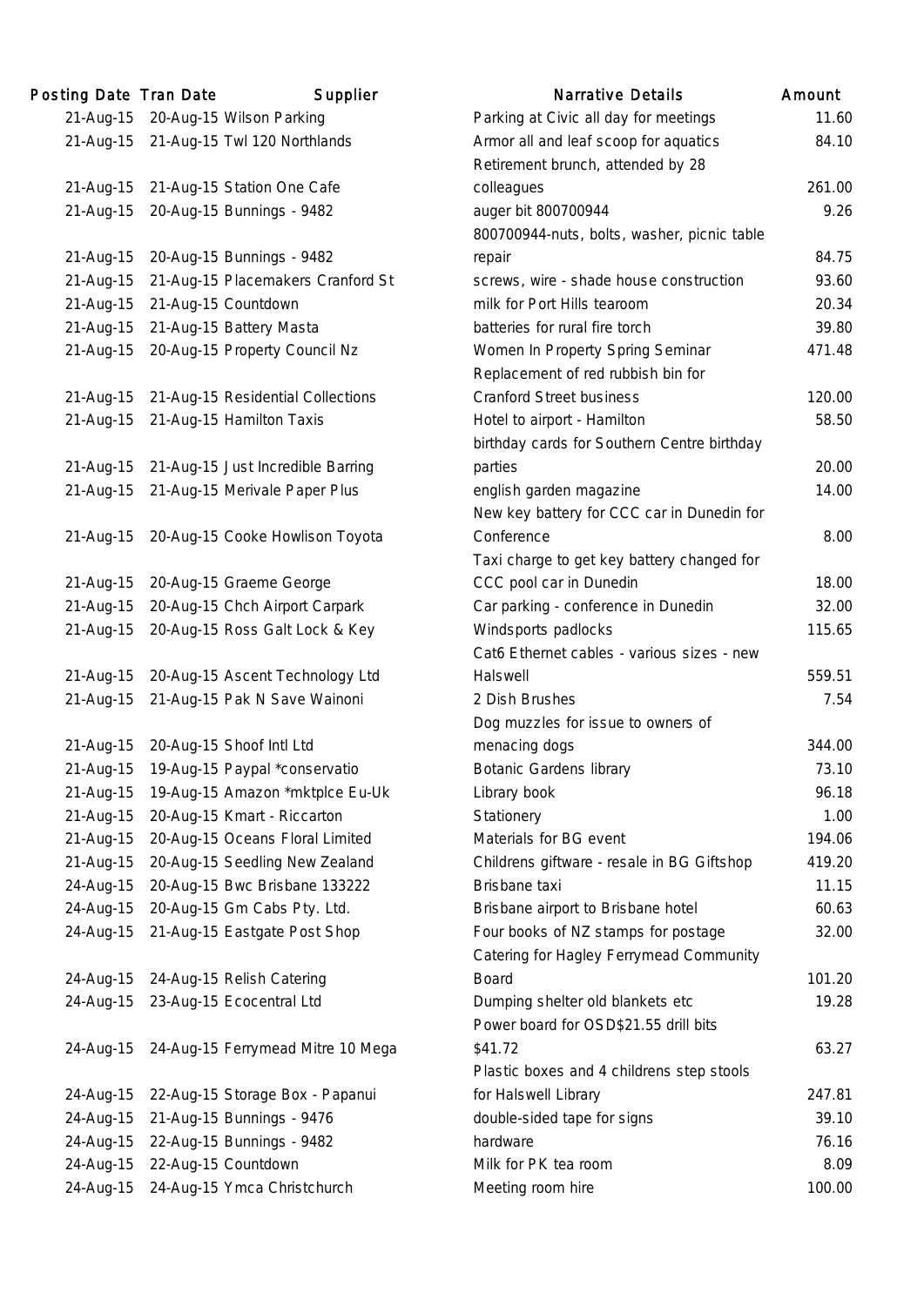| Posting Date | Tran Date | Supplier | Narrative Details | Amount |
|---|---|---|---|---|
| 21-Aug-15 | 20-Aug-15 | Wilson Parking | Parking at Civic all day for meetings | 11.60 |
| 21-Aug-15 | 21-Aug-15 | Twl 120 Northlands | Armor all and leaf scoop for aquatics | 84.10 |
| 21-Aug-15 | 21-Aug-15 | Station One Cafe | Retirement brunch, attended by 28 colleagues | 261.00 |
| 21-Aug-15 | 20-Aug-15 | Bunnings - 9482 | auger bit 800700944 | 9.26 |
| 21-Aug-15 | 20-Aug-15 | Bunnings - 9482 | 800700944-nuts, bolts, washer, picnic table repair | 84.75 |
| 21-Aug-15 | 21-Aug-15 | Placemakers Cranford St | screws, wire - shade house construction | 93.60 |
| 21-Aug-15 | 21-Aug-15 | Countdown | milk for Port Hills tearoom | 20.34 |
| 21-Aug-15 | 21-Aug-15 | Battery Masta | batteries for rural fire torch | 39.80 |
| 21-Aug-15 | 20-Aug-15 | Property Council Nz | Women In Property Spring Seminar | 471.48 |
| 21-Aug-15 | 21-Aug-15 | Residential Collections | Replacement of red rubbish bin for Cranford Street business | 120.00 |
| 21-Aug-15 | 21-Aug-15 | Hamilton Taxis | Hotel to airport - Hamilton | 58.50 |
| 21-Aug-15 | 21-Aug-15 | Just Incredible Barring | birthday cards for Southern Centre birthday parties | 20.00 |
| 21-Aug-15 | 21-Aug-15 | Merivale Paper Plus | english garden magazine | 14.00 |
| 21-Aug-15 | 20-Aug-15 | Cooke Howlison Toyota | New key battery for CCC car in Dunedin for Conference | 8.00 |
| 21-Aug-15 | 20-Aug-15 | Graeme George | Taxi charge to get key battery changed for CCC pool car in Dunedin | 18.00 |
| 21-Aug-15 | 20-Aug-15 | Chch Airport Carpark | Car parking - conference in Dunedin | 32.00 |
| 21-Aug-15 | 20-Aug-15 | Ross Galt Lock & Key | Windsports padlocks | 115.65 |
| 21-Aug-15 | 20-Aug-15 | Ascent Technology Ltd | Cat6 Ethernet cables - various sizes - new Halswell | 559.51 |
| 21-Aug-15 | 21-Aug-15 | Pak N Save Wainoni | 2 Dish Brushes | 7.54 |
| 21-Aug-15 | 20-Aug-15 | Shoof Intl Ltd | Dog muzzles for issue to owners of menacing dogs | 344.00 |
| 21-Aug-15 | 19-Aug-15 | Paypal *conservatio | Botanic Gardens library | 73.10 |
| 21-Aug-15 | 19-Aug-15 | Amazon *mktplce Eu-Uk | Library book | 96.18 |
| 21-Aug-15 | 20-Aug-15 | Kmart - Riccarton | Stationery | 1.00 |
| 21-Aug-15 | 20-Aug-15 | Oceans Floral Limited | Materials for BG event | 194.06 |
| 21-Aug-15 | 20-Aug-15 | Seedling New Zealand | Childrens giftware - resale in BG Giftshop | 419.20 |
| 24-Aug-15 | 20-Aug-15 | Bwc Brisbane 133222 | Brisbane taxi | 11.15 |
| 24-Aug-15 | 20-Aug-15 | Gm Cabs Pty. Ltd. | Brisbane airport to Brisbane hotel | 60.63 |
| 24-Aug-15 | 21-Aug-15 | Eastgate Post Shop | Four books of NZ stamps for postage | 32.00 |
| 24-Aug-15 | 24-Aug-15 | Relish Catering | Catering for Hagley Ferrymead Community Board | 101.20 |
| 24-Aug-15 | 23-Aug-15 | Ecocentral Ltd | Dumping shelter old blankets etc | 19.28 |
| 24-Aug-15 | 24-Aug-15 | Ferrymead Mitre 10 Mega | Power board for OSD$21.55 drill bits $41.72 | 63.27 |
| 24-Aug-15 | 22-Aug-15 | Storage Box - Papanui | Plastic boxes and 4 childrens step stools for Halswell Library | 247.81 |
| 24-Aug-15 | 21-Aug-15 | Bunnings - 9476 | double-sided tape for signs | 39.10 |
| 24-Aug-15 | 22-Aug-15 | Bunnings - 9482 | hardware | 76.16 |
| 24-Aug-15 | 22-Aug-15 | Countdown | Milk for PK tea room | 8.09 |
| 24-Aug-15 | 24-Aug-15 | Ymca Christchurch | Meeting room hire | 100.00 |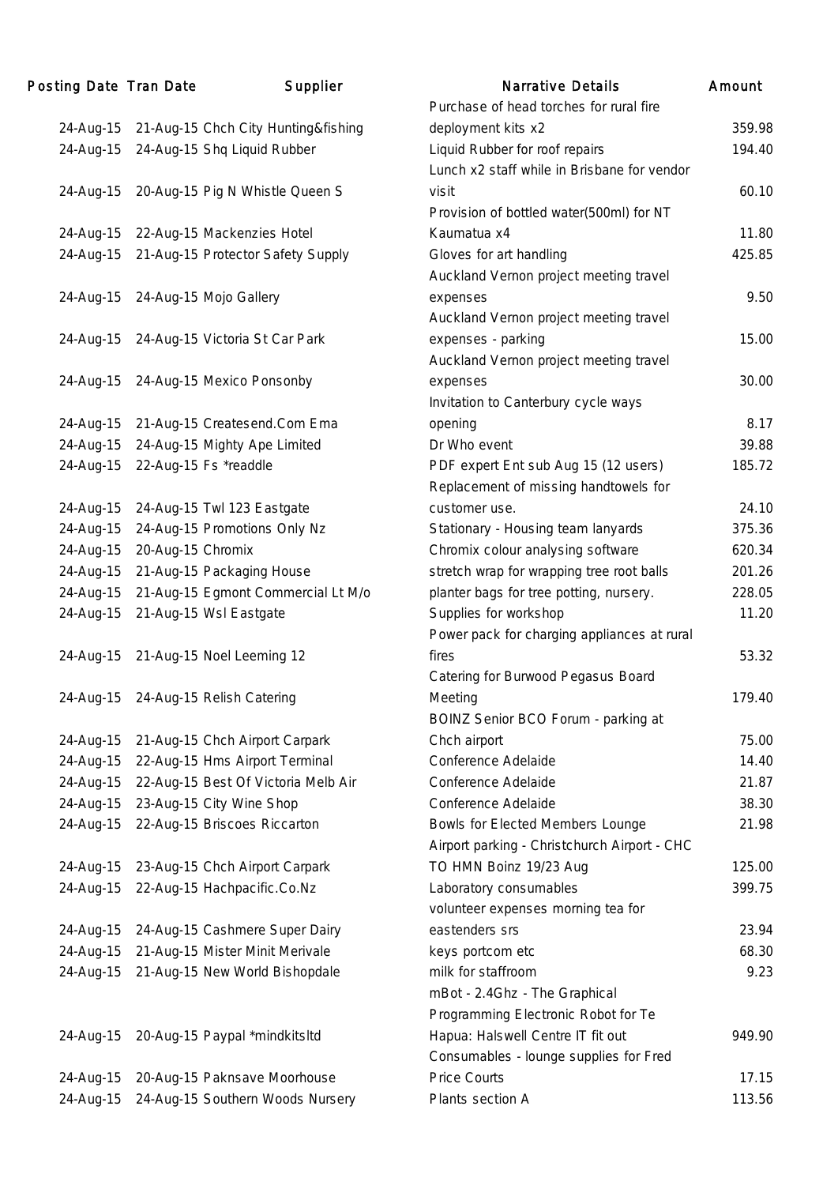| Posting Date | Tran Date | Supplier | Narrative Details | Amount |
|---|---|---|---|---|
| 24-Aug-15 | 21-Aug-15 | Chch City Hunting&fishing | Purchase of head torches for rural fire deployment kits x2 | 359.98 |
| 24-Aug-15 | 24-Aug-15 | Shq Liquid Rubber | Liquid Rubber for roof repairs | 194.40 |
| 24-Aug-15 | 20-Aug-15 | Pig N Whistle Queen S | Lunch x2 staff while in Brisbane for vendor visit | 60.10 |
| 24-Aug-15 | 22-Aug-15 | Mackenzies Hotel | Provision of bottled water(500ml) for NT Kaumatua x4 | 11.80 |
| 24-Aug-15 | 21-Aug-15 | Protector Safety Supply | Gloves for art handling | 425.85 |
| 24-Aug-15 | 24-Aug-15 | Mojo Gallery | Auckland Vernon project meeting travel expenses | 9.50 |
| 24-Aug-15 | 24-Aug-15 | Victoria St Car Park | Auckland Vernon project meeting travel expenses - parking | 15.00 |
| 24-Aug-15 | 24-Aug-15 | Mexico Ponsonby | Auckland Vernon project meeting travel expenses | 30.00 |
| 24-Aug-15 | 21-Aug-15 | Createsend.Com Ema | Invitation to Canterbury cycle ways opening | 8.17 |
| 24-Aug-15 | 24-Aug-15 | Mighty Ape Limited | Dr Who event | 39.88 |
| 24-Aug-15 | 22-Aug-15 | Fs *readdle | PDF expert Ent sub Aug 15 (12 users) | 185.72 |
| 24-Aug-15 | 24-Aug-15 | Twl 123 Eastgate | Replacement of missing handtowels for customer use. | 24.10 |
| 24-Aug-15 | 24-Aug-15 | Promotions Only Nz | Stationary - Housing team lanyards | 375.36 |
| 24-Aug-15 | 20-Aug-15 | Chromix | Chromix colour analysing software | 620.34 |
| 24-Aug-15 | 21-Aug-15 | Packaging House | stretch wrap for wrapping tree root balls | 201.26 |
| 24-Aug-15 | 21-Aug-15 | Egmont Commercial Lt M/o | planter bags for tree potting, nursery. | 228.05 |
| 24-Aug-15 | 21-Aug-15 | Wsl Eastgate | Supplies for workshop | 11.20 |
| 24-Aug-15 | 21-Aug-15 | Noel Leeming 12 | Power pack for charging appliances at rural fires | 53.32 |
| 24-Aug-15 | 24-Aug-15 | Relish Catering | Catering for Burwood Pegasus Board Meeting | 179.40 |
| 24-Aug-15 | 21-Aug-15 | Chch Airport Carpark | BOINZ Senior BCO Forum - parking at Chch airport | 75.00 |
| 24-Aug-15 | 22-Aug-15 | Hms Airport Terminal | Conference Adelaide | 14.40 |
| 24-Aug-15 | 22-Aug-15 | Best Of Victoria Melb Air | Conference Adelaide | 21.87 |
| 24-Aug-15 | 23-Aug-15 | City Wine Shop | Conference Adelaide | 38.30 |
| 24-Aug-15 | 22-Aug-15 | Briscoes Riccarton | Bowls for Elected Members Lounge | 21.98 |
| 24-Aug-15 | 23-Aug-15 | Chch Airport Carpark | Airport parking - Christchurch Airport - CHC TO HMN Boinz 19/23 Aug | 125.00 |
| 24-Aug-15 | 22-Aug-15 | Hachpacific.Co.Nz | Laboratory consumables | 399.75 |
| 24-Aug-15 | 24-Aug-15 | Cashmere Super Dairy | volunteer expenses morning tea for eastenders srs | 23.94 |
| 24-Aug-15 | 21-Aug-15 | Mister Minit Merivale | keys portcom etc | 68.30 |
| 24-Aug-15 | 21-Aug-15 | New World Bishopdale | milk for staffroom | 9.23 |
| 24-Aug-15 | 20-Aug-15 | Paypal *mindkitsltd | mBot - 2.4Ghz - The Graphical Programming Electronic Robot for Te Hapua: Halswell Centre IT fit out | 949.90 |
| 24-Aug-15 | 20-Aug-15 | Paknsave Moorhouse | Consumables - lounge supplies for Fred Price Courts | 17.15 |
| 24-Aug-15 | 24-Aug-15 | Southern Woods Nursery | Plants section A | 113.56 |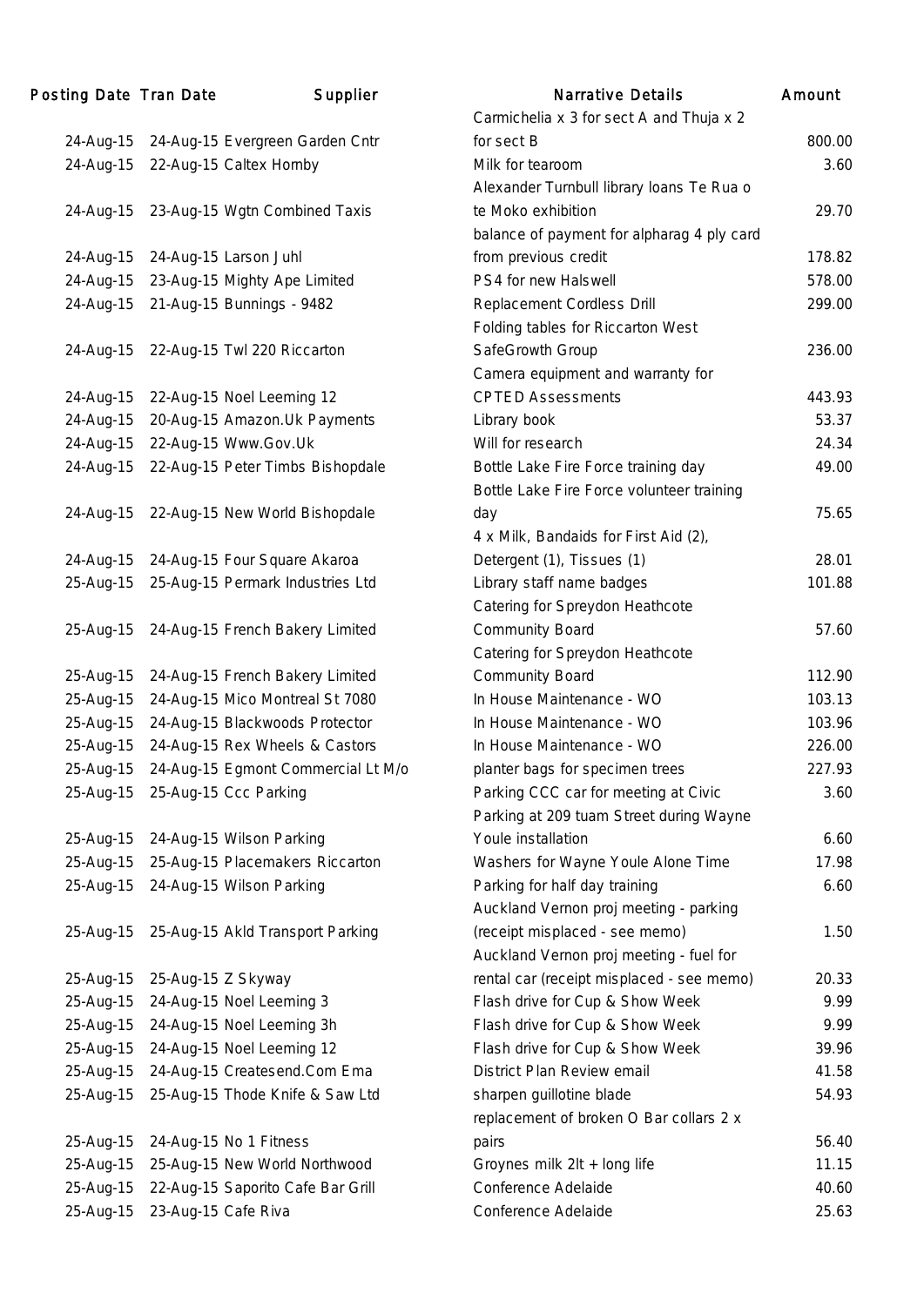| Posting Date | Tran Date | Supplier | Narrative Details | Amount |
|---|---|---|---|---|
| 24-Aug-15 | 24-Aug-15 | Evergreen Garden Cntr | Carmichelia x 3 for sect A and Thuja x 2 for sect B | 800.00 |
| 24-Aug-15 | 22-Aug-15 | Caltex Hornby | Milk for tearoom | 3.60 |
| 24-Aug-15 | 23-Aug-15 | Wgtn Combined Taxis | Alexander Turnbull library loans Te Rua o te Moko exhibition | 29.70 |
| 24-Aug-15 | 24-Aug-15 | Larson Juhl | balance of payment for alpharag 4 ply card from previous credit | 178.82 |
| 24-Aug-15 | 23-Aug-15 | Mighty Ape Limited | PS4 for new Halswell | 578.00 |
| 24-Aug-15 | 21-Aug-15 | Bunnings - 9482 | Replacement Cordless Drill | 299.00 |
| 24-Aug-15 | 22-Aug-15 | Twl 220 Riccarton | Folding tables for Riccarton West SafeGrowth Group | 236.00 |
| 24-Aug-15 | 22-Aug-15 | Noel Leeming 12 | Camera equipment and warranty for CPTED Assessments | 443.93 |
| 24-Aug-15 | 20-Aug-15 | Amazon.Uk Payments | Library book | 53.37 |
| 24-Aug-15 | 22-Aug-15 | Www.Gov.Uk | Will for research | 24.34 |
| 24-Aug-15 | 22-Aug-15 | Peter Timbs Bishopdale | Bottle Lake Fire Force training day | 49.00 |
| 24-Aug-15 | 22-Aug-15 | New World Bishopdale | Bottle Lake Fire Force volunteer training day | 75.65 |
| 24-Aug-15 | 24-Aug-15 | Four Square Akaroa | 4 x Milk, Bandaids for First Aid (2), Detergent (1), Tissues (1) | 28.01 |
| 25-Aug-15 | 25-Aug-15 | Permark Industries Ltd | Library staff name badges | 101.88 |
| 25-Aug-15 | 24-Aug-15 | French Bakery Limited | Catering for Spreydon Heathcote Community Board | 57.60 |
| 25-Aug-15 | 24-Aug-15 | French Bakery Limited | Catering for Spreydon Heathcote Community Board | 112.90 |
| 25-Aug-15 | 24-Aug-15 | Mico Montreal St 7080 | In House Maintenance - WO | 103.13 |
| 25-Aug-15 | 24-Aug-15 | Blackwoods Protector | In House Maintenance - WO | 103.96 |
| 25-Aug-15 | 24-Aug-15 | Rex Wheels & Castors | In House Maintenance - WO | 226.00 |
| 25-Aug-15 | 24-Aug-15 | Egmont Commercial Lt M/o | planter bags for specimen trees | 227.93 |
| 25-Aug-15 | 25-Aug-15 | Ccc Parking | Parking CCC car for meeting at Civic | 3.60 |
| 25-Aug-15 | 24-Aug-15 | Wilson Parking | Parking at 209 tuam Street during Wayne Youle installation | 6.60 |
| 25-Aug-15 | 25-Aug-15 | Placemakers Riccarton | Washers for Wayne Youle Alone Time | 17.98 |
| 25-Aug-15 | 24-Aug-15 | Wilson Parking | Parking for half day training | 6.60 |
| 25-Aug-15 | 25-Aug-15 | Akld Transport Parking | Auckland Vernon proj meeting - parking (receipt misplaced - see memo) | 1.50 |
| 25-Aug-15 | 25-Aug-15 | Z Skyway | Auckland Vernon proj meeting - fuel for rental car (receipt misplaced - see memo) | 20.33 |
| 25-Aug-15 | 24-Aug-15 | Noel Leeming 3 | Flash drive for Cup & Show Week | 9.99 |
| 25-Aug-15 | 24-Aug-15 | Noel Leeming 3h | Flash drive for Cup & Show Week | 9.99 |
| 25-Aug-15 | 24-Aug-15 | Noel Leeming 12 | Flash drive for Cup & Show Week | 39.96 |
| 25-Aug-15 | 24-Aug-15 | Createsend.Com Ema | District Plan Review email | 41.58 |
| 25-Aug-15 | 25-Aug-15 | Thode Knife & Saw Ltd | sharpen guillotine blade | 54.93 |
| 25-Aug-15 | 24-Aug-15 | No 1 Fitness | replacement of broken O Bar collars 2 x pairs | 56.40 |
| 25-Aug-15 | 25-Aug-15 | New World Northwood | Groynes milk 2lt + long life | 11.15 |
| 25-Aug-15 | 22-Aug-15 | Saporito Cafe Bar Grill | Conference Adelaide | 40.60 |
| 25-Aug-15 | 23-Aug-15 | Cafe Riva | Conference Adelaide | 25.63 |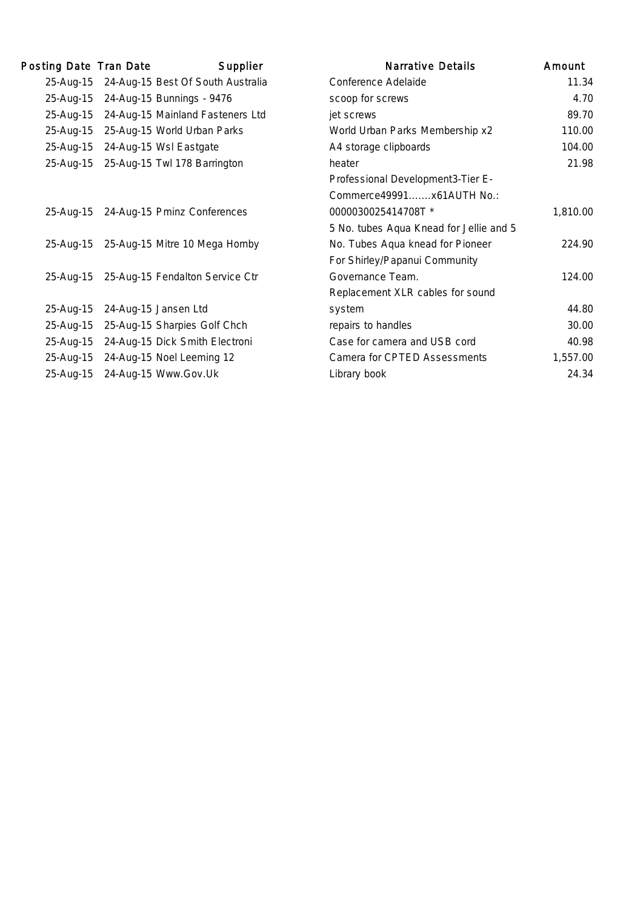| Posting Date | Tran Date | Supplier | Narrative Details | Amount |
|---|---|---|---|---|
| 25-Aug-15 | 24-Aug-15 | Best Of South Australia | Conference Adelaide | 11.34 |
| 25-Aug-15 | 24-Aug-15 | Bunnings - 9476 | scoop for screws | 4.70 |
| 25-Aug-15 | 24-Aug-15 | Mainland Fasteners Ltd | jet screws | 89.70 |
| 25-Aug-15 | 25-Aug-15 | World Urban Parks | World Urban Parks Membership x2 | 110.00 |
| 25-Aug-15 | 24-Aug-15 | Wsl Eastgate | A4 storage clipboards | 104.00 |
| 25-Aug-15 | 25-Aug-15 | Twl 178 Barrington | heater | 21.98 |
| 25-Aug-15 | 24-Aug-15 | Pminz Conferences | Professional Development3-Tier E-Commerce49991.......x61AUTH No.: 0000030025414708T * | 1,810.00 |
| 25-Aug-15 | 25-Aug-15 | Mitre 10 Mega Hornby | 5 No. tubes Aqua Knead for Jellie and 5 No. Tubes Aqua knead for Pioneer | 224.90 |
| 25-Aug-15 | 25-Aug-15 | Fendalton Service Ctr | For Shirley/Papanui Community Governance Team. | 124.00 |
| 25-Aug-15 | 24-Aug-15 | Jansen Ltd | Replacement XLR cables for sound system | 44.80 |
| 25-Aug-15 | 25-Aug-15 | Sharpies Golf Chch | repairs to handles | 30.00 |
| 25-Aug-15 | 24-Aug-15 | Dick Smith Electroni | Case for camera and USB cord | 40.98 |
| 25-Aug-15 | 24-Aug-15 | Noel Leeming 12 | Camera for CPTED Assessments | 1,557.00 |
| 25-Aug-15 | 24-Aug-15 | Www.Gov.Uk | Library book | 24.34 |